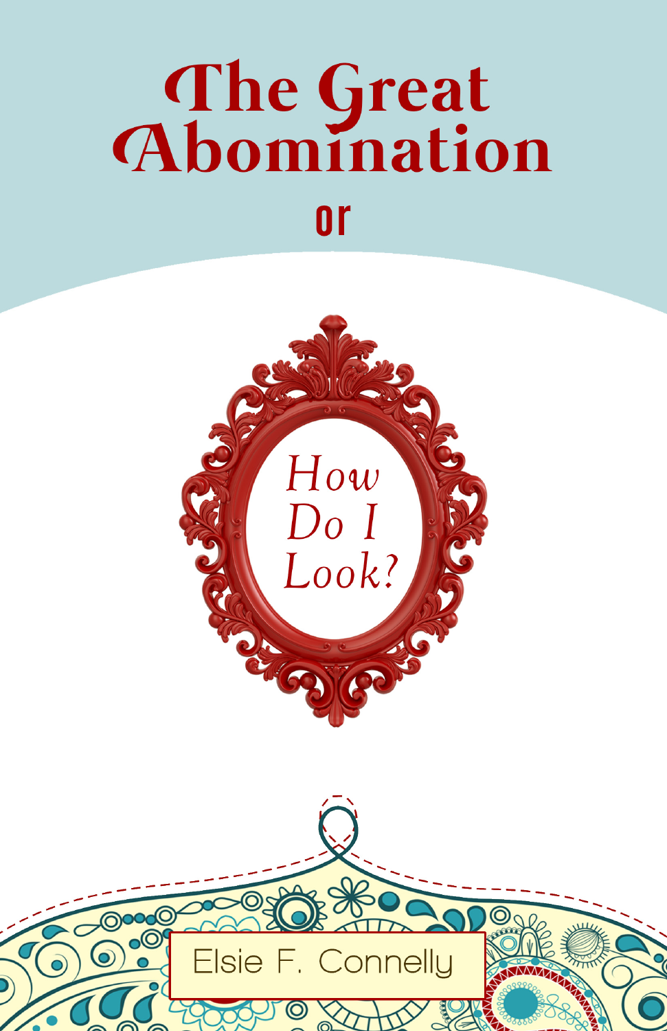# The Great Abomination

## or

## *How Do I Look?*

Elsie F. Connelly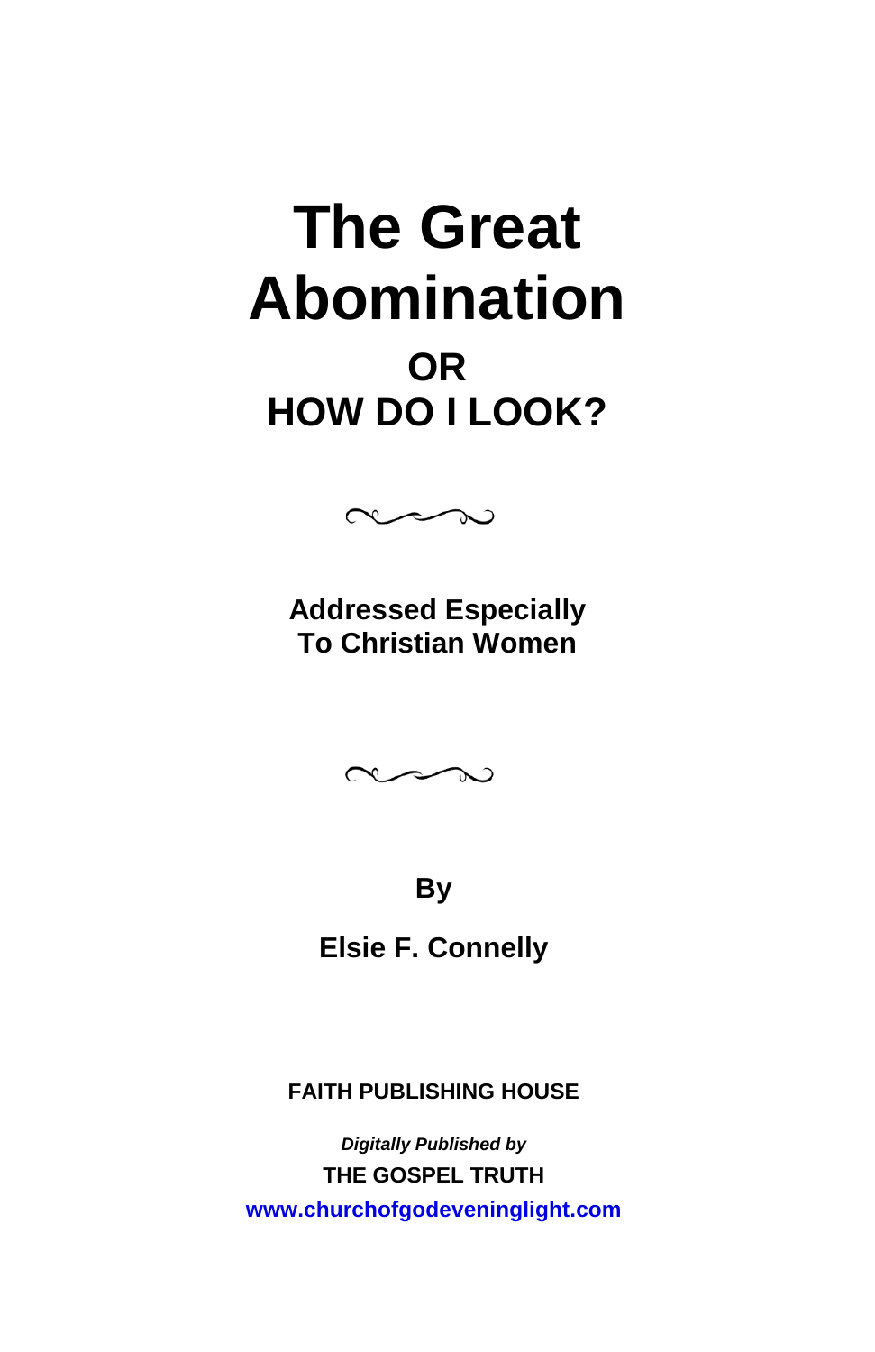# The Great Abomination

## OR
## HOW DO I LOOK?

**Addressed Especially**
**To Christian Women**

**By**

**Elsie F. Connelly**

**FAITH PUBLISHING HOUSE**

***Digitally Published by***

**THE GOSPEL TRUTH**

**www.churchofgodeveninglight.com**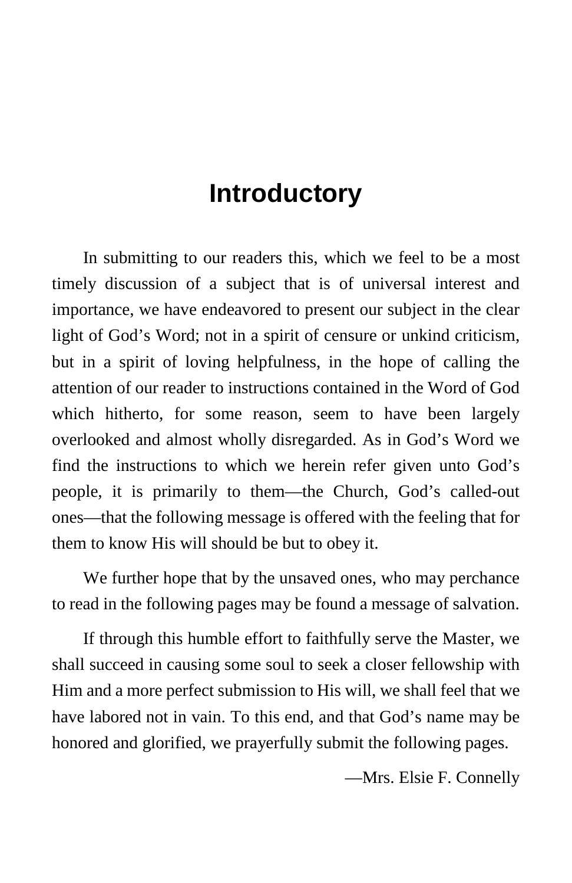# Introductory

In submitting to our readers this, which we feel to be a most timely discussion of a subject that is of universal interest and importance, we have endeavored to present our subject in the clear light of God's Word; not in a spirit of censure or unkind criticism, but in a spirit of loving helpfulness, in the hope of calling the attention of our reader to instructions contained in the Word of God which hitherto, for some reason, seem to have been largely overlooked and almost wholly disregarded. As in God's Word we find the instructions to which we herein refer given unto God's people, it is primarily to them—the Church, God's called-out ones—that the following message is offered with the feeling that for them to know His will should be but to obey it.

We further hope that by the unsaved ones, who may perchance to read in the following pages may be found a message of salvation.

If through this humble effort to faithfully serve the Master, we shall succeed in causing some soul to seek a closer fellowship with Him and a more perfect submission to His will, we shall feel that we have labored not in vain. To this end, and that God's name may be honored and glorified, we prayerfully submit the following pages.

—Mrs. Elsie F. Connelly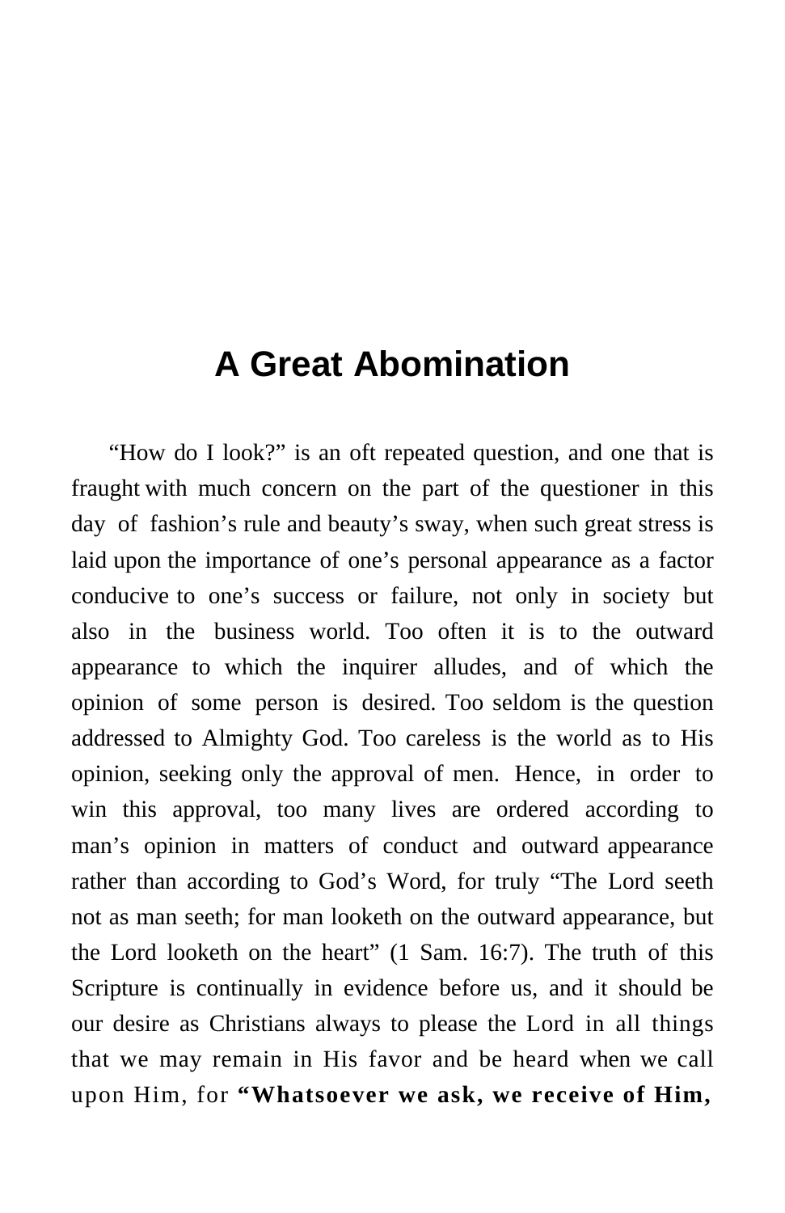# A Great Abomination

"How do I look?" is an oft repeated question, and one that is fraught with much concern on the part of the questioner in this day of fashion's rule and beauty's sway, when such great stress is laid upon the importance of one's personal appearance as a factor conducive to one's success or failure, not only in society but also in the business world. Too often it is to the outward appearance to which the inquirer alludes, and of which the opinion of some person is desired. Too seldom is the question addressed to Almighty God. Too careless is the world as to His opinion, seeking only the approval of men. Hence, in order to win this approval, too many lives are ordered according to man's opinion in matters of conduct and outward appearance rather than according to God's Word, for truly "The Lord seeth not as man seeth; for man looketh on the outward appearance, but the Lord looketh on the heart" (1 Sam. 16:7). The truth of this Scripture is continually in evidence before us, and it should be our desire as Christians always to please the Lord in all things that we may remain in His favor and be heard when we call upon Him, for **"Whatsoever we ask, we receive of Him,**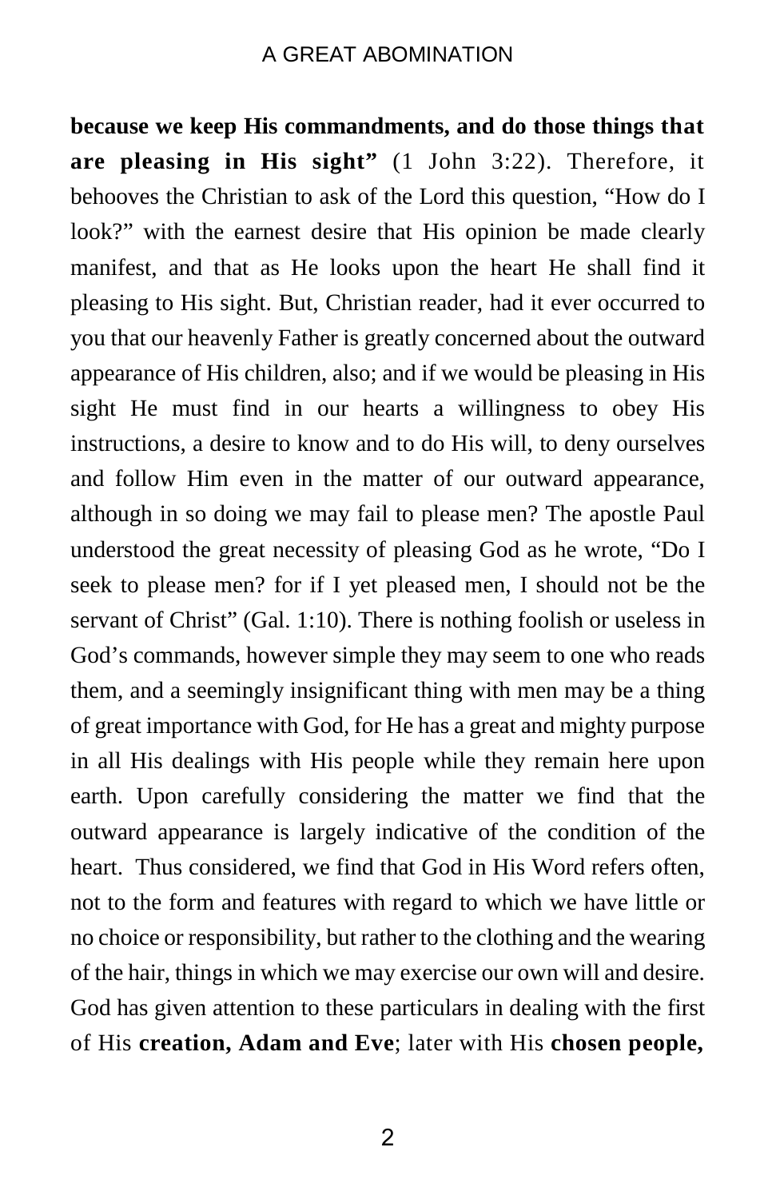**because we keep His commandments, and do those things that are pleasing in His sight"** (1 John 3:22). Therefore, it behooves the Christian to ask of the Lord this question, "How do I look?" with the earnest desire that His opinion be made clearly manifest, and that as He looks upon the heart He shall find it pleasing to His sight. But, Christian reader, had it ever occurred to you that our heavenly Father is greatly concerned about the outward appearance of His children, also; and if we would be pleasing in His sight He must find in our hearts a willingness to obey His instructions, a desire to know and to do His will, to deny ourselves and follow Him even in the matter of our outward appearance, although in so doing we may fail to please men? The apostle Paul understood the great necessity of pleasing God as he wrote, "Do I seek to please men? for if I yet pleased men, I should not be the servant of Christ" (Gal. 1:10). There is nothing foolish or useless in God's commands, however simple they may seem to one who reads them, and a seemingly insignificant thing with men may be a thing of great importance with God, for He has a great and mighty purpose in all His dealings with His people while they remain here upon earth. Upon carefully considering the matter we find that the outward appearance is largely indicative of the condition of the heart. Thus considered, we find that God in His Word refers often, not to the form and features with regard to which we have little or no choice or responsibility, but rather to the clothing and the wearing of the hair, things in which we may exercise our own will and desire. God has given attention to these particulars in dealing with the first of His **creation, Adam and Eve**; later with His **chosen people,**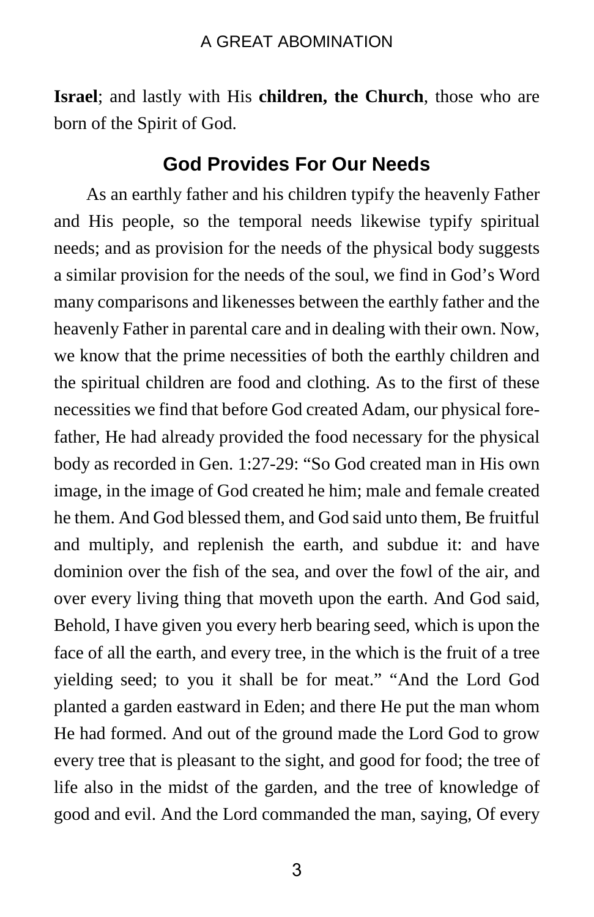**Israel**; and lastly with His **children, the Church**, those who are born of the Spirit of God.

## God Provides For Our Needs

As an earthly father and his children typify the heavenly Father and His people, so the temporal needs likewise typify spiritual needs; and as provision for the needs of the physical body suggests a similar provision for the needs of the soul, we find in God's Word many comparisons and likenesses between the earthly father and the heavenly Father in parental care and in dealing with their own. Now, we know that the prime necessities of both the earthly children and the spiritual children are food and clothing. As to the first of these necessities we find that before God created Adam, our physical forefather, He had already provided the food necessary for the physical body as recorded in Gen. 1:27-29: "So God created man in His own image, in the image of God created he him; male and female created he them. And God blessed them, and God said unto them, Be fruitful and multiply, and replenish the earth, and subdue it: and have dominion over the fish of the sea, and over the fowl of the air, and over every living thing that moveth upon the earth. And God said, Behold, I have given you every herb bearing seed, which is upon the face of all the earth, and every tree, in the which is the fruit of a tree yielding seed; to you it shall be for meat." "And the Lord God planted a garden eastward in Eden; and there He put the man whom He had formed. And out of the ground made the Lord God to grow every tree that is pleasant to the sight, and good for food; the tree of life also in the midst of the garden, and the tree of knowledge of good and evil. And the Lord commanded the man, saying, Of every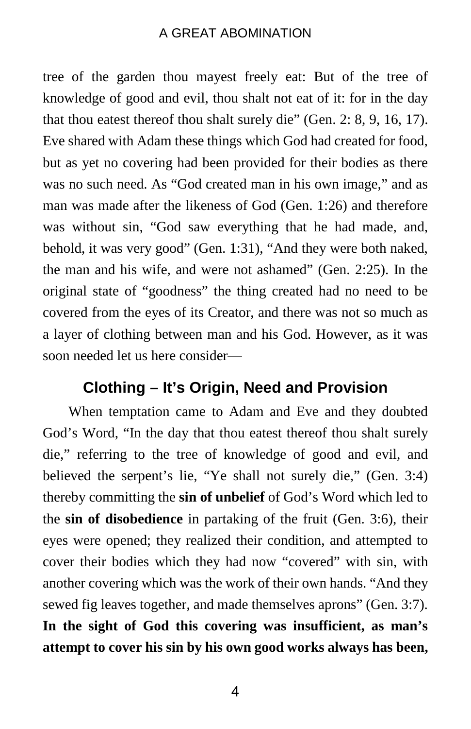tree of the garden thou mayest freely eat: But of the tree of knowledge of good and evil, thou shalt not eat of it: for in the day that thou eatest thereof thou shalt surely die" (Gen. 2: 8, 9, 16, 17). Eve shared with Adam these things which God had created for food, but as yet no covering had been provided for their bodies as there was no such need. As "God created man in his own image," and as man was made after the likeness of God (Gen. 1:26) and therefore was without sin, "God saw everything that he had made, and, behold, it was very good" (Gen. 1:31), "And they were both naked, the man and his wife, and were not ashamed" (Gen. 2:25). In the original state of "goodness" the thing created had no need to be covered from the eyes of its Creator, and there was not so much as a layer of clothing between man and his God. However, as it was soon needed let us here consider—

## Clothing – It's Origin, Need and Provision

When temptation came to Adam and Eve and they doubted God's Word, "In the day that thou eatest thereof thou shalt surely die," referring to the tree of knowledge of good and evil, and believed the serpent's lie, "Ye shall not surely die," (Gen. 3:4) thereby committing the **sin of unbelief** of God's Word which led to the **sin of disobedience** in partaking of the fruit (Gen. 3:6), their eyes were opened; they realized their condition, and attempted to cover their bodies which they had now "covered" with sin, with another covering which was the work of their own hands. "And they sewed fig leaves together, and made themselves aprons" (Gen. 3:7). **In the sight of God this covering was insufficient, as man's attempt to cover his sin by his own good works always has been,**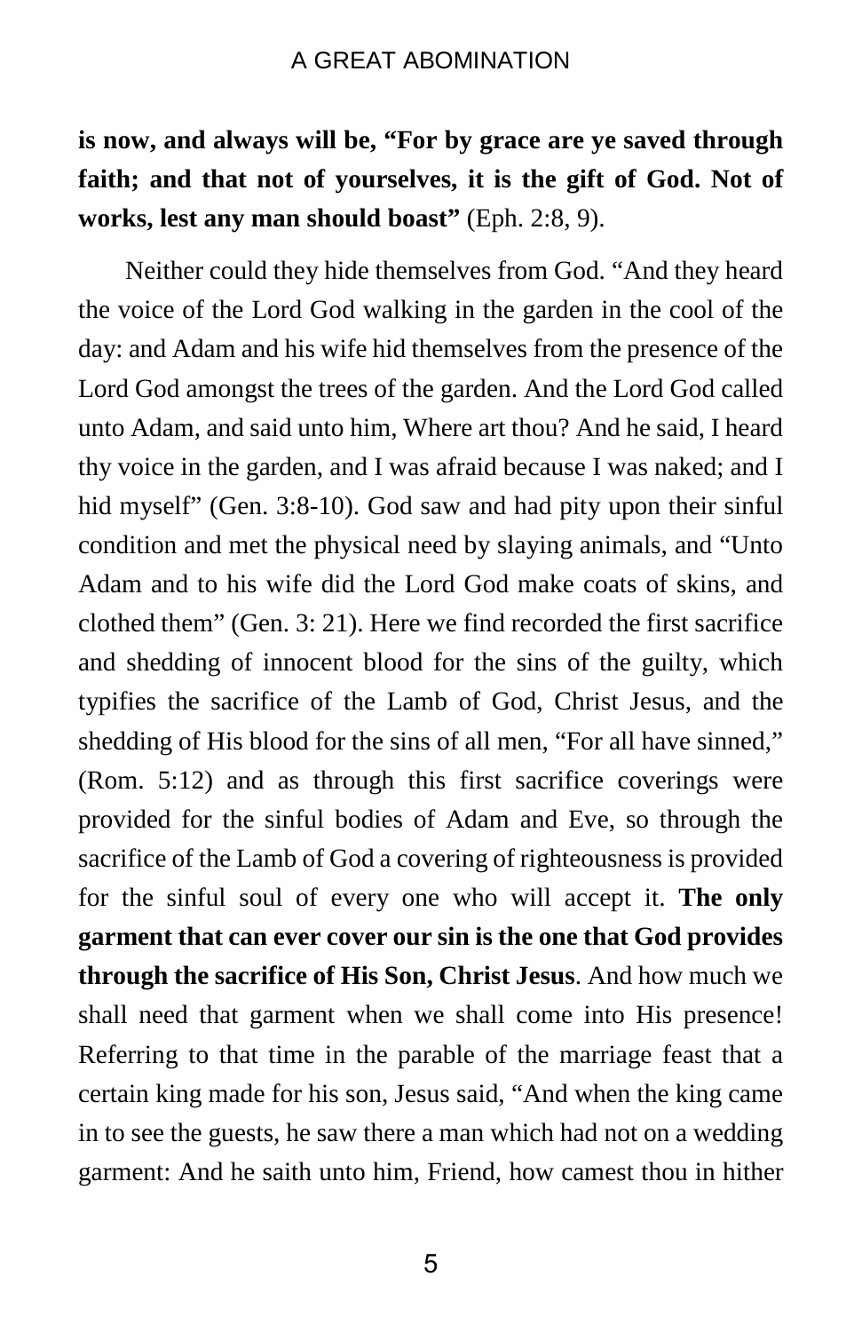**is now, and always will be, "For by grace are ye saved through faith; and that not of yourselves, it is the gift of God. Not of works, lest any man should boast"** (Eph. 2:8, 9).

Neither could they hide themselves from God. "And they heard the voice of the Lord God walking in the garden in the cool of the day: and Adam and his wife hid themselves from the presence of the Lord God amongst the trees of the garden. And the Lord God called unto Adam, and said unto him, Where art thou? And he said, I heard thy voice in the garden, and I was afraid because I was naked; and I hid myself" (Gen. 3:8-10). God saw and had pity upon their sinful condition and met the physical need by slaying animals, and "Unto Adam and to his wife did the Lord God make coats of skins, and clothed them" (Gen. 3: 21). Here we find recorded the first sacrifice and shedding of innocent blood for the sins of the guilty, which typifies the sacrifice of the Lamb of God, Christ Jesus, and the shedding of His blood for the sins of all men, "For all have sinned," (Rom. 5:12) and as through this first sacrifice coverings were provided for the sinful bodies of Adam and Eve, so through the sacrifice of the Lamb of God a covering of righteousness is provided for the sinful soul of every one who will accept it. **The only garment that can ever cover our sin is the one that God provides through the sacrifice of His Son, Christ Jesus**. And how much we shall need that garment when we shall come into His presence! Referring to that time in the parable of the marriage feast that a certain king made for his son, Jesus said, "And when the king came in to see the guests, he saw there a man which had not on a wedding garment: And he saith unto him, Friend, how camest thou in hither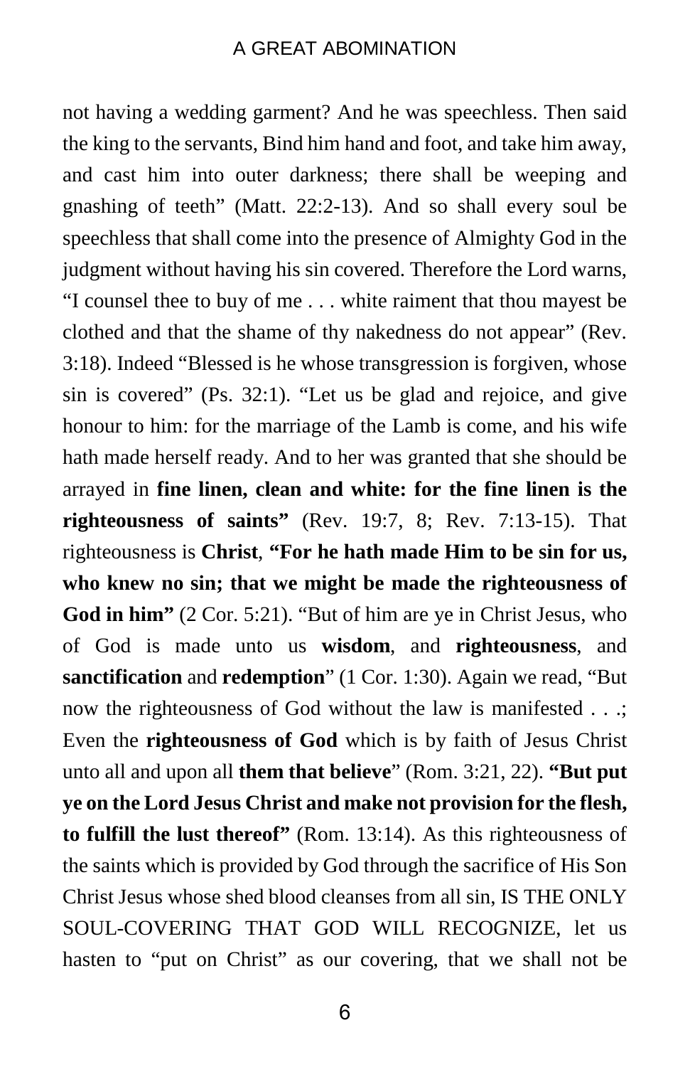not having a wedding garment? And he was speechless. Then said the king to the servants, Bind him hand and foot, and take him away, and cast him into outer darkness; there shall be weeping and gnashing of teeth" (Matt. 22:2-13). And so shall every soul be speechless that shall come into the presence of Almighty God in the judgment without having his sin covered. Therefore the Lord warns, "I counsel thee to buy of me . . . white raiment that thou mayest be clothed and that the shame of thy nakedness do not appear" (Rev. 3:18). Indeed "Blessed is he whose transgression is forgiven, whose sin is covered" (Ps. 32:1). "Let us be glad and rejoice, and give honour to him: for the marriage of the Lamb is come, and his wife hath made herself ready. And to her was granted that she should be arrayed in **fine linen, clean and white: for the fine linen is the righteousness of saints"** (Rev. 19:7, 8; Rev. 7:13-15). That righteousness is **Christ**, **"For he hath made Him to be sin for us, who knew no sin; that we might be made the righteousness of God in him"** (2 Cor. 5:21). "But of him are ye in Christ Jesus, who of God is made unto us **wisdom**, and **righteousness**, and **sanctification** and **redemption**" (1 Cor. 1:30). Again we read, "But now the righteousness of God without the law is manifested . . .; Even the **righteousness of God** which is by faith of Jesus Christ unto all and upon all **them that believe**" (Rom. 3:21, 22). **"But put ye on the Lord Jesus Christ and make not provision for the flesh, to fulfill the lust thereof"** (Rom. 13:14). As this righteousness of the saints which is provided by God through the sacrifice of His Son Christ Jesus whose shed blood cleanses from all sin, IS THE ONLY SOUL-COVERING THAT GOD WILL RECOGNIZE, let us hasten to "put on Christ" as our covering, that we shall not be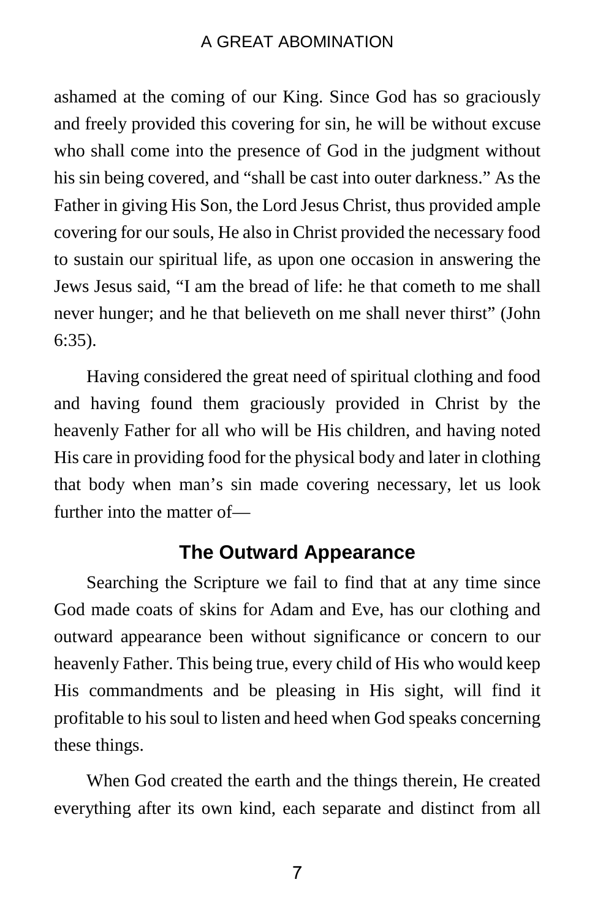ashamed at the coming of our King. Since God has so graciously and freely provided this covering for sin, he will be without excuse who shall come into the presence of God in the judgment without his sin being covered, and "shall be cast into outer darkness." As the Father in giving His Son, the Lord Jesus Christ, thus provided ample covering for our souls, He also in Christ provided the necessary food to sustain our spiritual life, as upon one occasion in answering the Jews Jesus said, "I am the bread of life: he that cometh to me shall never hunger; and he that believeth on me shall never thirst" (John 6:35).

Having considered the great need of spiritual clothing and food and having found them graciously provided in Christ by the heavenly Father for all who will be His children, and having noted His care in providing food for the physical body and later in clothing that body when man's sin made covering necessary, let us look further into the matter of—

## The Outward Appearance

Searching the Scripture we fail to find that at any time since God made coats of skins for Adam and Eve, has our clothing and outward appearance been without significance or concern to our heavenly Father. This being true, every child of His who would keep His commandments and be pleasing in His sight, will find it profitable to his soul to listen and heed when God speaks concerning these things.

When God created the earth and the things therein, He created everything after its own kind, each separate and distinct from all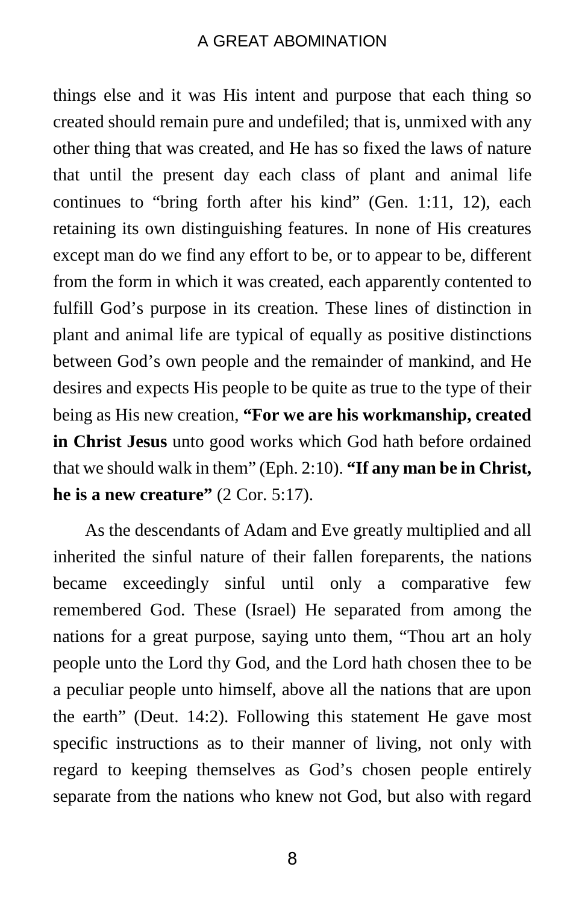things else and it was His intent and purpose that each thing so created should remain pure and undefiled; that is, unmixed with any other thing that was created, and He has so fixed the laws of nature that until the present day each class of plant and animal life continues to "bring forth after his kind" (Gen. 1:11, 12), each retaining its own distinguishing features. In none of His creatures except man do we find any effort to be, or to appear to be, different from the form in which it was created, each apparently contented to fulfill God's purpose in its creation. These lines of distinction in plant and animal life are typical of equally as positive distinctions between God's own people and the remainder of mankind, and He desires and expects His people to be quite as true to the type of their being as His new creation, **"For we are his workmanship, created in Christ Jesus** unto good works which God hath before ordained that we should walk in them" (Eph. 2:10). **"If any man be in Christ, he is a new creature"** (2 Cor. 5:17).

As the descendants of Adam and Eve greatly multiplied and all inherited the sinful nature of their fallen foreparents, the nations became exceedingly sinful until only a comparative few remembered God. These (Israel) He separated from among the nations for a great purpose, saying unto them, "Thou art an holy people unto the Lord thy God, and the Lord hath chosen thee to be a peculiar people unto himself, above all the nations that are upon the earth" (Deut. 14:2). Following this statement He gave most specific instructions as to their manner of living, not only with regard to keeping themselves as God's chosen people entirely separate from the nations who knew not God, but also with regard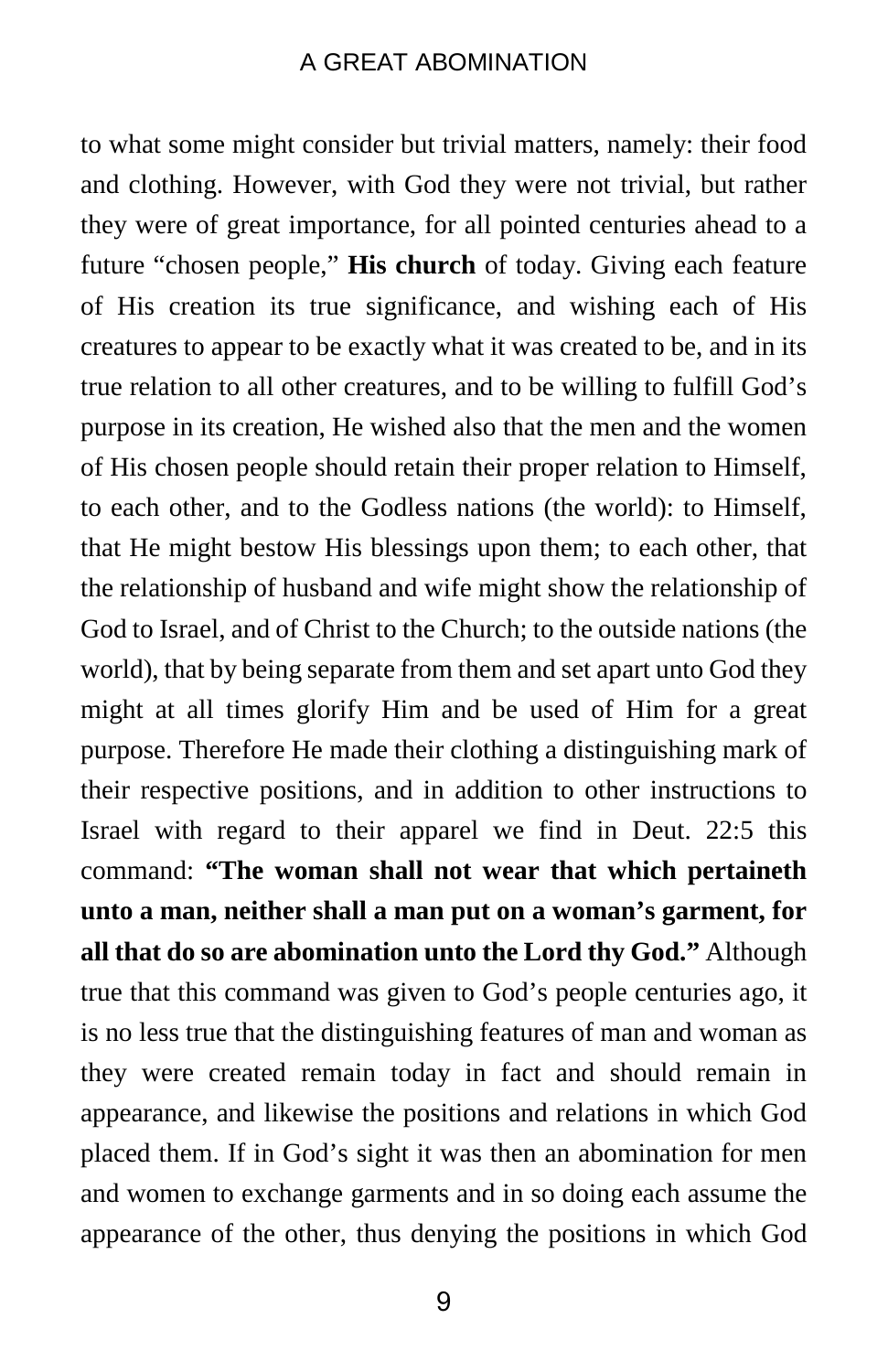to what some might consider but trivial matters, namely: their food and clothing. However, with God they were not trivial, but rather they were of great importance, for all pointed centuries ahead to a future "chosen people," **His church** of today. Giving each feature of His creation its true significance, and wishing each of His creatures to appear to be exactly what it was created to be, and in its true relation to all other creatures, and to be willing to fulfill God's purpose in its creation, He wished also that the men and the women of His chosen people should retain their proper relation to Himself, to each other, and to the Godless nations (the world): to Himself, that He might bestow His blessings upon them; to each other, that the relationship of husband and wife might show the relationship of God to Israel, and of Christ to the Church; to the outside nations (the world), that by being separate from them and set apart unto God they might at all times glorify Him and be used of Him for a great purpose. Therefore He made their clothing a distinguishing mark of their respective positions, and in addition to other instructions to Israel with regard to their apparel we find in Deut. 22:5 this command: **"The woman shall not wear that which pertaineth unto a man, neither shall a man put on a woman's garment, for all that do so are abomination unto the Lord thy God."** Although true that this command was given to God's people centuries ago, it is no less true that the distinguishing features of man and woman as they were created remain today in fact and should remain in appearance, and likewise the positions and relations in which God placed them. If in God's sight it was then an abomination for men and women to exchange garments and in so doing each assume the appearance of the other, thus denying the positions in which God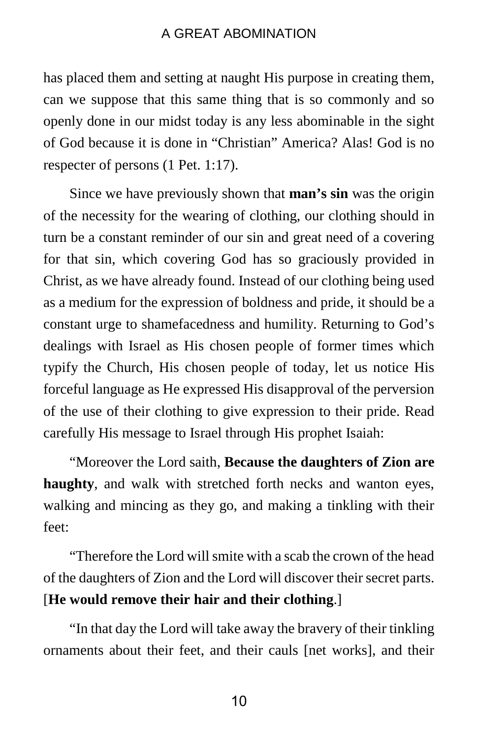has placed them and setting at naught His purpose in creating them, can we suppose that this same thing that is so commonly and so openly done in our midst today is any less abominable in the sight of God because it is done in "Christian" America? Alas! God is no respecter of persons (1 Pet. 1:17).

Since we have previously shown that **man's sin** was the origin of the necessity for the wearing of clothing, our clothing should in turn be a constant reminder of our sin and great need of a covering for that sin, which covering God has so graciously provided in Christ, as we have already found. Instead of our clothing being used as a medium for the expression of boldness and pride, it should be a constant urge to shamefacedness and humility. Returning to God's dealings with Israel as His chosen people of former times which typify the Church, His chosen people of today, let us notice His forceful language as He expressed His disapproval of the perversion of the use of their clothing to give expression to their pride. Read carefully His message to Israel through His prophet Isaiah:

"Moreover the Lord saith, **Because the daughters of Zion are haughty**, and walk with stretched forth necks and wanton eyes, walking and mincing as they go, and making a tinkling with their feet:

"Therefore the Lord will smite with a scab the crown of the head of the daughters of Zion and the Lord will discover their secret parts. [**He would remove their hair and their clothing**.]

"In that day the Lord will take away the bravery of their tinkling ornaments about their feet, and their cauls [net works], and their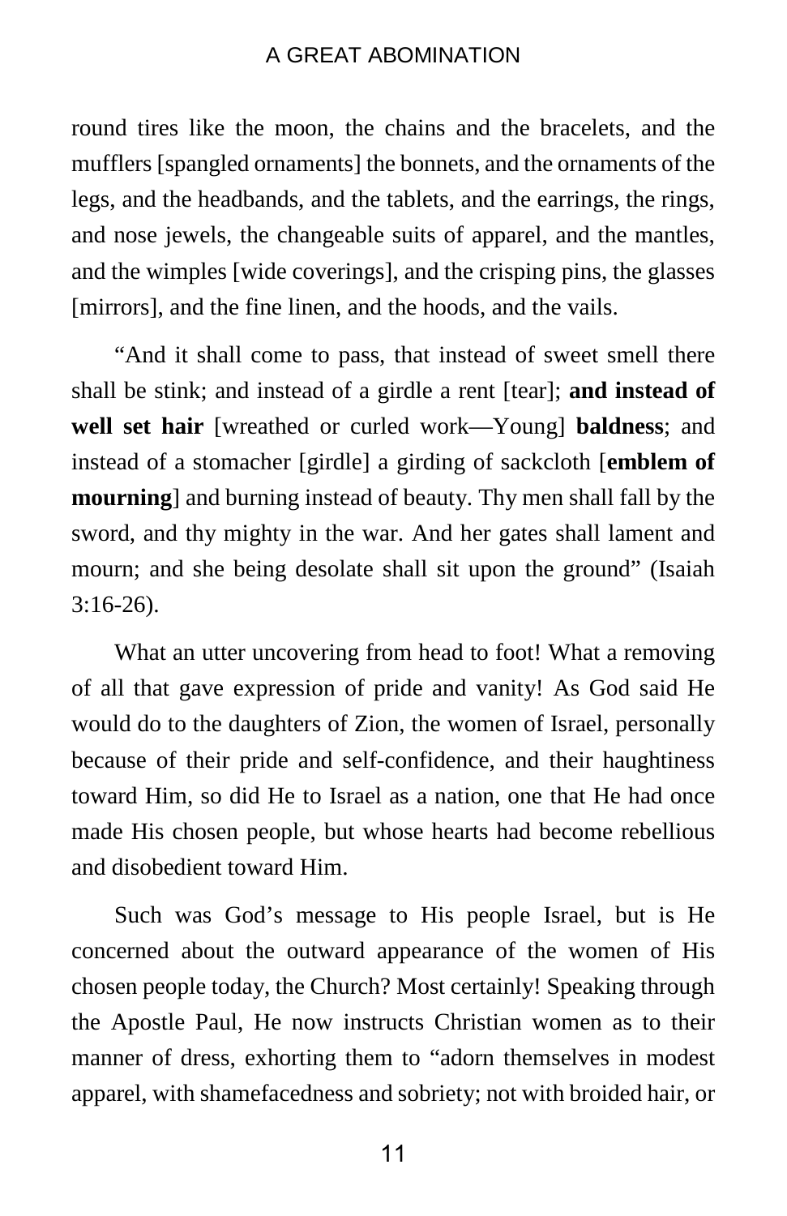round tires like the moon, the chains and the bracelets, and the mufflers [spangled ornaments] the bonnets, and the ornaments of the legs, and the headbands, and the tablets, and the earrings, the rings, and nose jewels, the changeable suits of apparel, and the mantles, and the wimples [wide coverings], and the crisping pins, the glasses [mirrors], and the fine linen, and the hoods, and the vails.

"And it shall come to pass, that instead of sweet smell there shall be stink; and instead of a girdle a rent [tear]; **and instead of well set hair** [wreathed or curled work—Young] **baldness**; and instead of a stomacher [girdle] a girding of sackcloth [**emblem of mourning**] and burning instead of beauty. Thy men shall fall by the sword, and thy mighty in the war. And her gates shall lament and mourn; and she being desolate shall sit upon the ground" (Isaiah 3:16-26).

What an utter uncovering from head to foot! What a removing of all that gave expression of pride and vanity! As God said He would do to the daughters of Zion, the women of Israel, personally because of their pride and self-confidence, and their haughtiness toward Him, so did He to Israel as a nation, one that He had once made His chosen people, but whose hearts had become rebellious and disobedient toward Him.

Such was God's message to His people Israel, but is He concerned about the outward appearance of the women of His chosen people today, the Church? Most certainly! Speaking through the Apostle Paul, He now instructs Christian women as to their manner of dress, exhorting them to "adorn themselves in modest apparel, with shamefacedness and sobriety; not with broided hair, or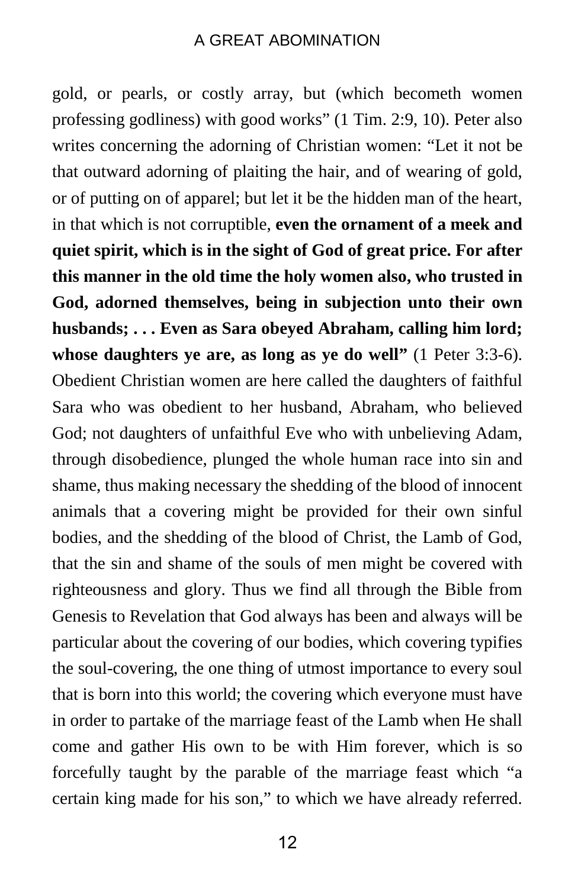gold, or pearls, or costly array, but (which becometh women professing godliness) with good works" (1 Tim. 2:9, 10). Peter also writes concerning the adorning of Christian women: "Let it not be that outward adorning of plaiting the hair, and of wearing of gold, or of putting on of apparel; but let it be the hidden man of the heart, in that which is not corruptible, **even the ornament of a meek and quiet spirit, which is in the sight of God of great price. For after this manner in the old time the holy women also, who trusted in God, adorned themselves, being in subjection unto their own husbands; . . . Even as Sara obeyed Abraham, calling him lord; whose daughters ye are, as long as ye do well"** (1 Peter 3:3-6). Obedient Christian women are here called the daughters of faithful Sara who was obedient to her husband, Abraham, who believed God; not daughters of unfaithful Eve who with unbelieving Adam, through disobedience, plunged the whole human race into sin and shame, thus making necessary the shedding of the blood of innocent animals that a covering might be provided for their own sinful bodies, and the shedding of the blood of Christ, the Lamb of God, that the sin and shame of the souls of men might be covered with righteousness and glory. Thus we find all through the Bible from Genesis to Revelation that God always has been and always will be particular about the covering of our bodies, which covering typifies the soul-covering, the one thing of utmost importance to every soul that is born into this world; the covering which everyone must have in order to partake of the marriage feast of the Lamb when He shall come and gather His own to be with Him forever, which is so forcefully taught by the parable of the marriage feast which "a certain king made for his son," to which we have already referred.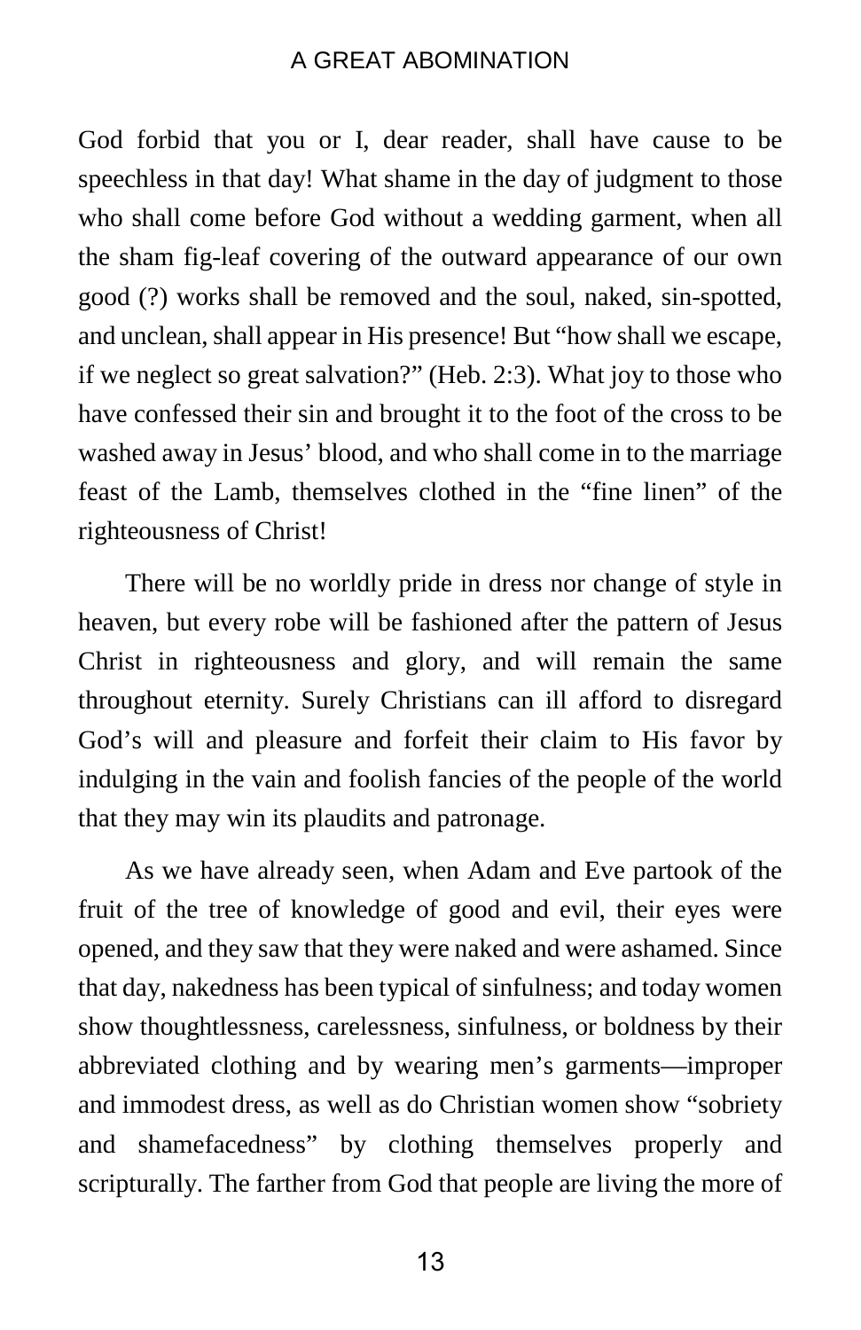God forbid that you or I, dear reader, shall have cause to be speechless in that day! What shame in the day of judgment to those who shall come before God without a wedding garment, when all the sham fig-leaf covering of the outward appearance of our own good (?) works shall be removed and the soul, naked, sin-spotted, and unclean, shall appear in His presence! But "how shall we escape, if we neglect so great salvation?" (Heb. 2:3). What joy to those who have confessed their sin and brought it to the foot of the cross to be washed away in Jesus' blood, and who shall come in to the marriage feast of the Lamb, themselves clothed in the "fine linen" of the righteousness of Christ!

There will be no worldly pride in dress nor change of style in heaven, but every robe will be fashioned after the pattern of Jesus Christ in righteousness and glory, and will remain the same throughout eternity. Surely Christians can ill afford to disregard God's will and pleasure and forfeit their claim to His favor by indulging in the vain and foolish fancies of the people of the world that they may win its plaudits and patronage.

As we have already seen, when Adam and Eve partook of the fruit of the tree of knowledge of good and evil, their eyes were opened, and they saw that they were naked and were ashamed. Since that day, nakedness has been typical of sinfulness; and today women show thoughtlessness, carelessness, sinfulness, or boldness by their abbreviated clothing and by wearing men's garments—improper and immodest dress, as well as do Christian women show "sobriety and shamefacedness" by clothing themselves properly and scripturally. The farther from God that people are living the more of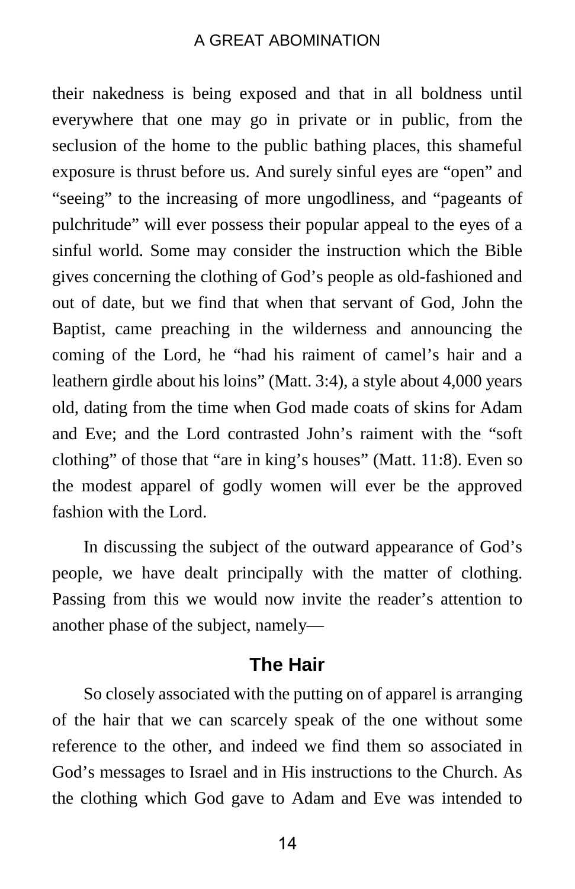their nakedness is being exposed and that in all boldness until everywhere that one may go in private or in public, from the seclusion of the home to the public bathing places, this shameful exposure is thrust before us. And surely sinful eyes are "open" and "seeing" to the increasing of more ungodliness, and "pageants of pulchritude" will ever possess their popular appeal to the eyes of a sinful world. Some may consider the instruction which the Bible gives concerning the clothing of God's people as old-fashioned and out of date, but we find that when that servant of God, John the Baptist, came preaching in the wilderness and announcing the coming of the Lord, he "had his raiment of camel's hair and a leathern girdle about his loins" (Matt. 3:4), a style about 4,000 years old, dating from the time when God made coats of skins for Adam and Eve; and the Lord contrasted John's raiment with the "soft clothing" of those that "are in king's houses" (Matt. 11:8). Even so the modest apparel of godly women will ever be the approved fashion with the Lord.

In discussing the subject of the outward appearance of God's people, we have dealt principally with the matter of clothing. Passing from this we would now invite the reader's attention to another phase of the subject, namely—

## The Hair

So closely associated with the putting on of apparel is arranging of the hair that we can scarcely speak of the one without some reference to the other, and indeed we find them so associated in God's messages to Israel and in His instructions to the Church. As the clothing which God gave to Adam and Eve was intended to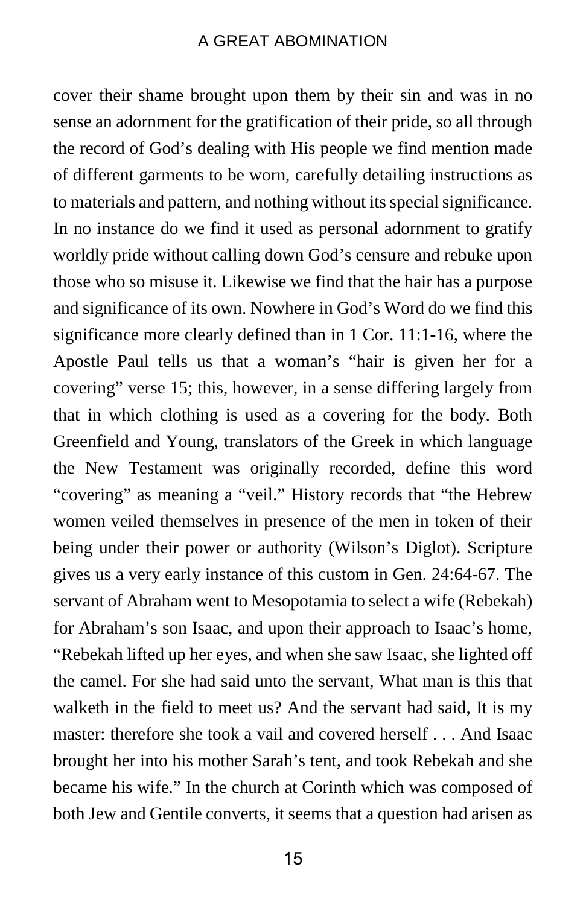cover their shame brought upon them by their sin and was in no sense an adornment for the gratification of their pride, so all through the record of God's dealing with His people we find mention made of different garments to be worn, carefully detailing instructions as to materials and pattern, and nothing without its special significance. In no instance do we find it used as personal adornment to gratify worldly pride without calling down God's censure and rebuke upon those who so misuse it. Likewise we find that the hair has a purpose and significance of its own. Nowhere in God's Word do we find this significance more clearly defined than in 1 Cor. 11:1-16, where the Apostle Paul tells us that a woman's "hair is given her for a covering" verse 15; this, however, in a sense differing largely from that in which clothing is used as a covering for the body. Both Greenfield and Young, translators of the Greek in which language the New Testament was originally recorded, define this word "covering" as meaning a "veil." History records that "the Hebrew women veiled themselves in presence of the men in token of their being under their power or authority (Wilson's Diglot). Scripture gives us a very early instance of this custom in Gen. 24:64-67. The servant of Abraham went to Mesopotamia to select a wife (Rebekah) for Abraham's son Isaac, and upon their approach to Isaac's home, "Rebekah lifted up her eyes, and when she saw Isaac, she lighted off the camel. For she had said unto the servant, What man is this that walketh in the field to meet us? And the servant had said, It is my master: therefore she took a vail and covered herself . . . And Isaac brought her into his mother Sarah's tent, and took Rebekah and she became his wife." In the church at Corinth which was composed of both Jew and Gentile converts, it seems that a question had arisen as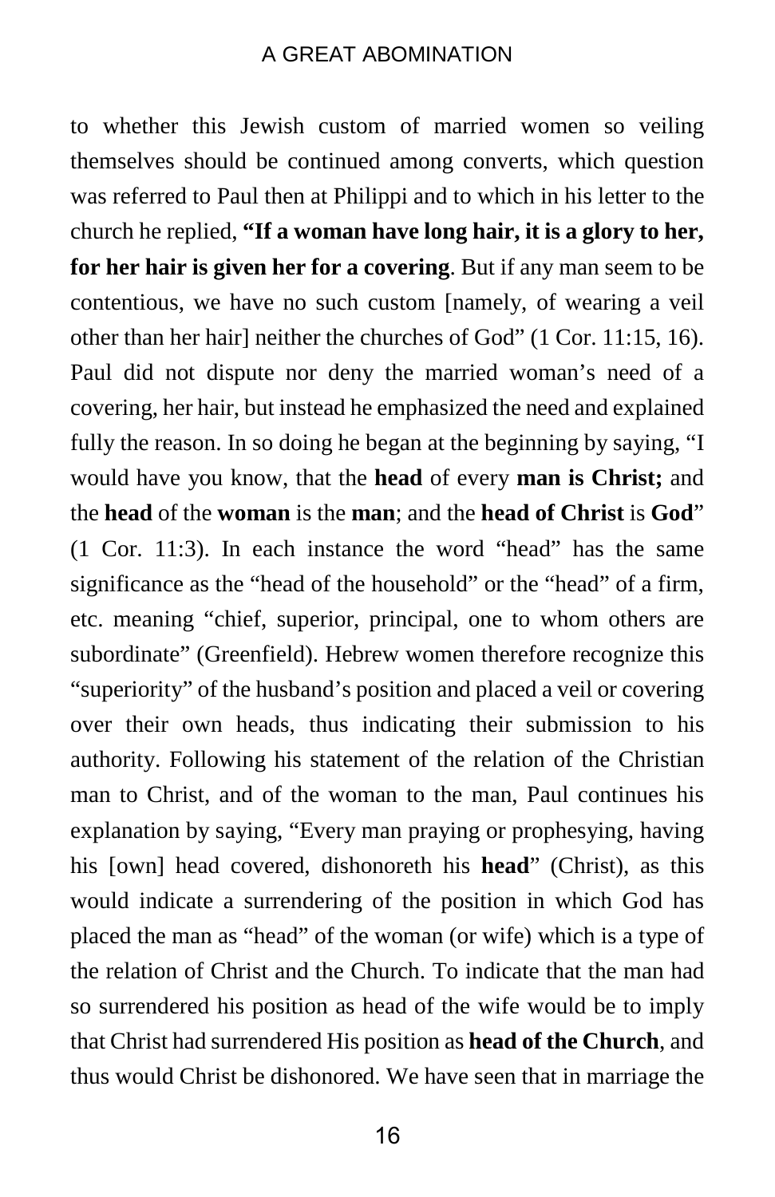to whether this Jewish custom of married women so veiling themselves should be continued among converts, which question was referred to Paul then at Philippi and to which in his letter to the church he replied, **"If a woman have long hair, it is a glory to her, for her hair is given her for a covering**. But if any man seem to be contentious, we have no such custom [namely, of wearing a veil other than her hair] neither the churches of God" (1 Cor. 11:15, 16). Paul did not dispute nor deny the married woman's need of a covering, her hair, but instead he emphasized the need and explained fully the reason. In so doing he began at the beginning by saying, "I would have you know, that the **head** of every **man is Christ;** and the **head** of the **woman** is the **man**; and the **head of Christ** is **God**" (1 Cor. 11:3). In each instance the word "head" has the same significance as the "head of the household" or the "head" of a firm, etc. meaning "chief, superior, principal, one to whom others are subordinate" (Greenfield). Hebrew women therefore recognize this "superiority" of the husband's position and placed a veil or covering over their own heads, thus indicating their submission to his authority. Following his statement of the relation of the Christian man to Christ, and of the woman to the man, Paul continues his explanation by saying, "Every man praying or prophesying, having his [own] head covered, dishonoreth his **head**" (Christ), as this would indicate a surrendering of the position in which God has placed the man as "head" of the woman (or wife) which is a type of the relation of Christ and the Church. To indicate that the man had so surrendered his position as head of the wife would be to imply that Christ had surrendered His position as **head of the Church**, and thus would Christ be dishonored. We have seen that in marriage the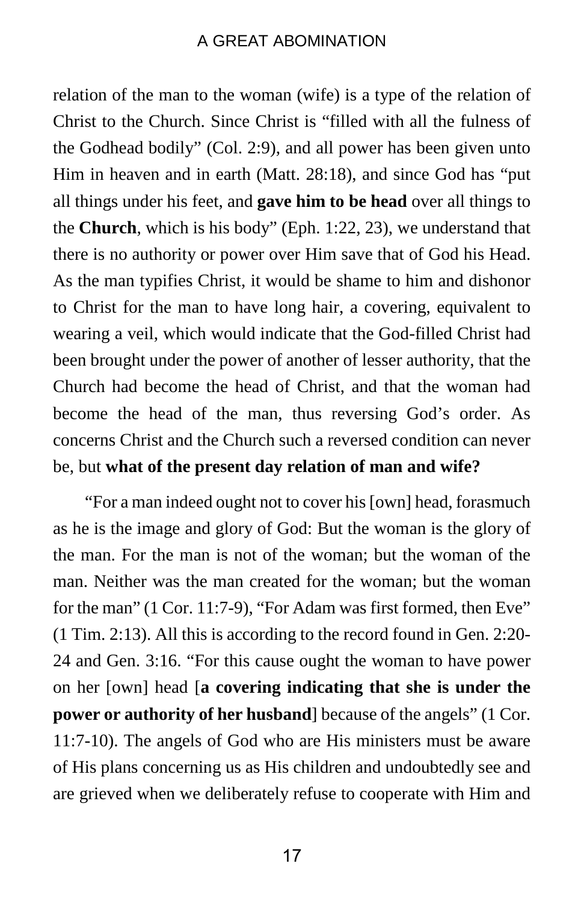relation of the man to the woman (wife) is a type of the relation of Christ to the Church. Since Christ is "filled with all the fulness of the Godhead bodily" (Col. 2:9), and all power has been given unto Him in heaven and in earth (Matt. 28:18), and since God has "put all things under his feet, and **gave him to be head** over all things to the **Church**, which is his body" (Eph. 1:22, 23), we understand that there is no authority or power over Him save that of God his Head. As the man typifies Christ, it would be shame to him and dishonor to Christ for the man to have long hair, a covering, equivalent to wearing a veil, which would indicate that the God-filled Christ had been brought under the power of another of lesser authority, that the Church had become the head of Christ, and that the woman had become the head of the man, thus reversing God's order. As concerns Christ and the Church such a reversed condition can never be, but **what of the present day relation of man and wife?**

"For a man indeed ought not to cover his [own] head, forasmuch as he is the image and glory of God: But the woman is the glory of the man. For the man is not of the woman; but the woman of the man. Neither was the man created for the woman; but the woman for the man" (1 Cor. 11:7-9), "For Adam was first formed, then Eve" (1 Tim. 2:13). All this is according to the record found in Gen. 2:20-24 and Gen. 3:16. "For this cause ought the woman to have power on her [own] head [**a covering indicating that she is under the power or authority of her husband**] because of the angels" (1 Cor. 11:7-10). The angels of God who are His ministers must be aware of His plans concerning us as His children and undoubtedly see and are grieved when we deliberately refuse to cooperate with Him and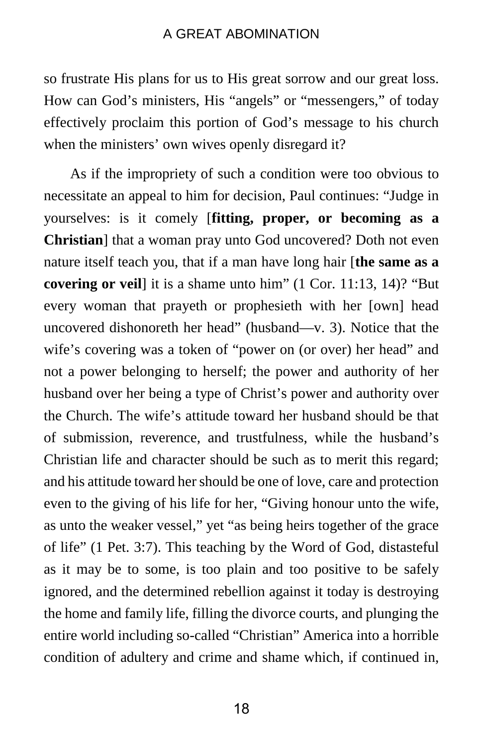so frustrate His plans for us to His great sorrow and our great loss. How can God's ministers, His "angels" or "messengers," of today effectively proclaim this portion of God's message to his church when the ministers' own wives openly disregard it?

As if the impropriety of such a condition were too obvious to necessitate an appeal to him for decision, Paul continues: "Judge in yourselves: is it comely [**fitting, proper, or becoming as a Christian**] that a woman pray unto God uncovered? Doth not even nature itself teach you, that if a man have long hair [**the same as a covering or veil**] it is a shame unto him" (1 Cor. 11:13, 14)? "But every woman that prayeth or prophesieth with her [own] head uncovered dishonoreth her head" (husband—v. 3). Notice that the wife's covering was a token of "power on (or over) her head" and not a power belonging to herself; the power and authority of her husband over her being a type of Christ's power and authority over the Church. The wife's attitude toward her husband should be that of submission, reverence, and trustfulness, while the husband's Christian life and character should be such as to merit this regard; and his attitude toward her should be one of love, care and protection even to the giving of his life for her, "Giving honour unto the wife, as unto the weaker vessel," yet "as being heirs together of the grace of life" (1 Pet. 3:7). This teaching by the Word of God, distasteful as it may be to some, is too plain and too positive to be safely ignored, and the determined rebellion against it today is destroying the home and family life, filling the divorce courts, and plunging the entire world including so-called "Christian" America into a horrible condition of adultery and crime and shame which, if continued in,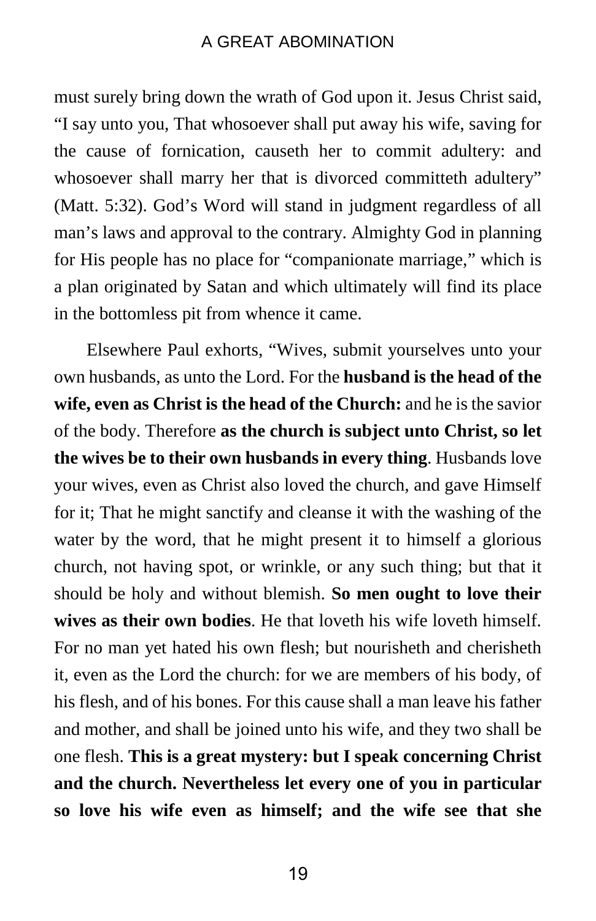must surely bring down the wrath of God upon it. Jesus Christ said, "I say unto you, That whosoever shall put away his wife, saving for the cause of fornication, causeth her to commit adultery: and whosoever shall marry her that is divorced committeth adultery" (Matt. 5:32). God's Word will stand in judgment regardless of all man's laws and approval to the contrary. Almighty God in planning for His people has no place for "companionate marriage," which is a plan originated by Satan and which ultimately will find its place in the bottomless pit from whence it came.

Elsewhere Paul exhorts, "Wives, submit yourselves unto your own husbands, as unto the Lord. For the **husband is the head of the wife, even as Christ is the head of the Church:** and he is the savior of the body. Therefore **as the church is subject unto Christ, so let the wives be to their own husbands in every thing**. Husbands love your wives, even as Christ also loved the church, and gave Himself for it; That he might sanctify and cleanse it with the washing of the water by the word, that he might present it to himself a glorious church, not having spot, or wrinkle, or any such thing; but that it should be holy and without blemish. **So men ought to love their wives as their own bodies**. He that loveth his wife loveth himself. For no man yet hated his own flesh; but nourisheth and cherisheth it, even as the Lord the church: for we are members of his body, of his flesh, and of his bones. For this cause shall a man leave his father and mother, and shall be joined unto his wife, and they two shall be one flesh. **This is a great mystery: but I speak concerning Christ and the church. Nevertheless let every one of you in particular so love his wife even as himself; and the wife see that she**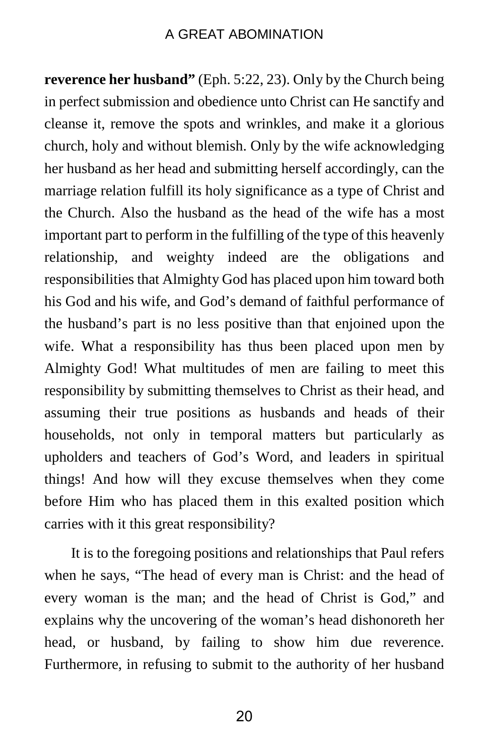**reverence her husband"** (Eph. 5:22, 23). Only by the Church being in perfect submission and obedience unto Christ can He sanctify and cleanse it, remove the spots and wrinkles, and make it a glorious church, holy and without blemish. Only by the wife acknowledging her husband as her head and submitting herself accordingly, can the marriage relation fulfill its holy significance as a type of Christ and the Church. Also the husband as the head of the wife has a most important part to perform in the fulfilling of the type of this heavenly relationship, and weighty indeed are the obligations and responsibilities that Almighty God has placed upon him toward both his God and his wife, and God's demand of faithful performance of the husband's part is no less positive than that enjoined upon the wife. What a responsibility has thus been placed upon men by Almighty God! What multitudes of men are failing to meet this responsibility by submitting themselves to Christ as their head, and assuming their true positions as husbands and heads of their households, not only in temporal matters but particularly as upholders and teachers of God's Word, and leaders in spiritual things! And how will they excuse themselves when they come before Him who has placed them in this exalted position which carries with it this great responsibility?

It is to the foregoing positions and relationships that Paul refers when he says, "The head of every man is Christ: and the head of every woman is the man; and the head of Christ is God," and explains why the uncovering of the woman's head dishonoreth her head, or husband, by failing to show him due reverence. Furthermore, in refusing to submit to the authority of her husband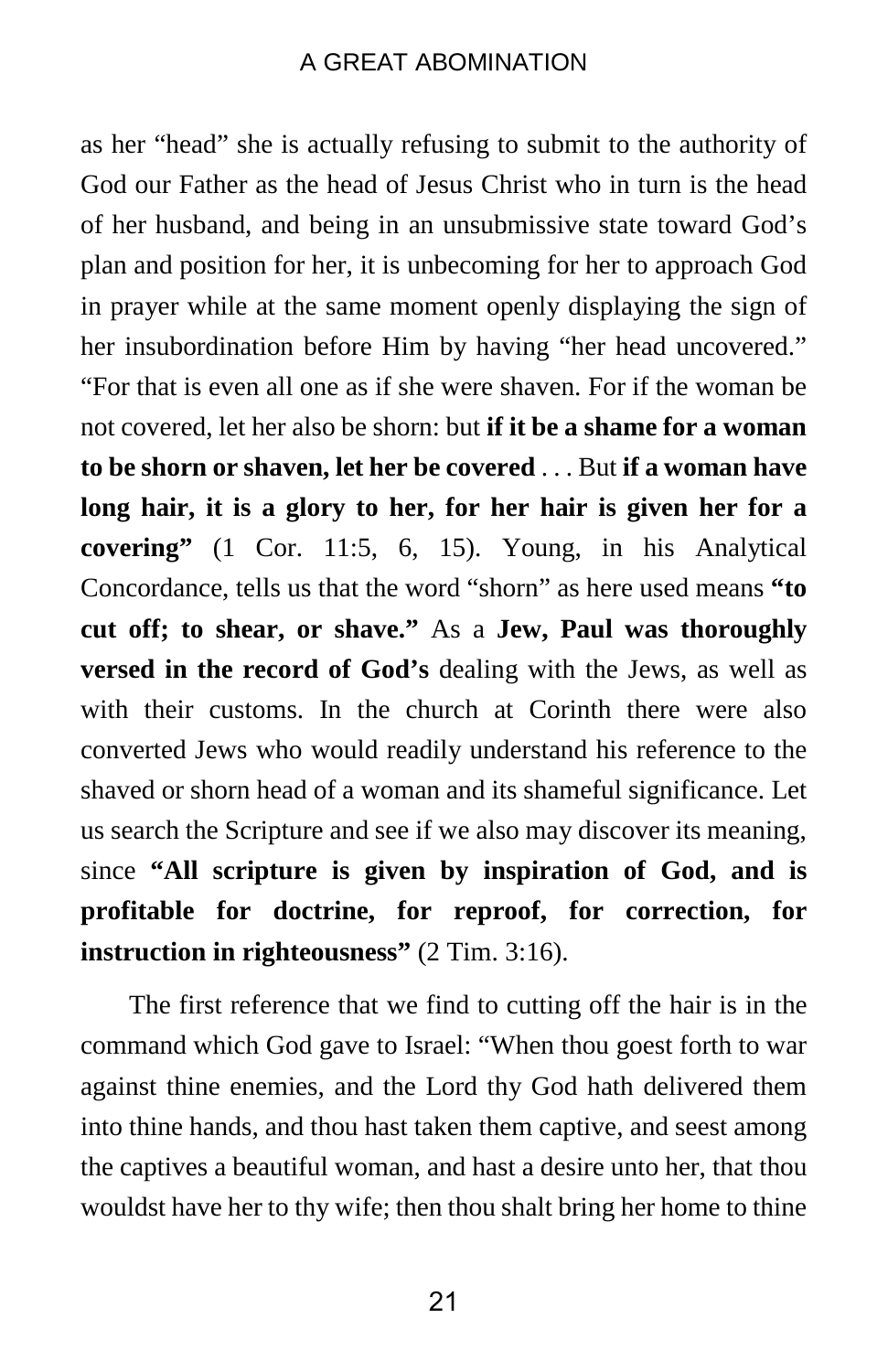as her "head" she is actually refusing to submit to the authority of God our Father as the head of Jesus Christ who in turn is the head of her husband, and being in an unsubmissive state toward God's plan and position for her, it is unbecoming for her to approach God in prayer while at the same moment openly displaying the sign of her insubordination before Him by having "her head uncovered." "For that is even all one as if she were shaven. For if the woman be not covered, let her also be shorn: but **if it be a shame for a woman to be shorn or shaven, let her be covered** . . . But **if a woman have long hair, it is a glory to her, for her hair is given her for a covering"** (1 Cor. 11:5, 6, 15). Young, in his Analytical Concordance, tells us that the word "shorn" as here used means **"to cut off; to shear, or shave."** As a **Jew, Paul was thoroughly versed in the record of God's** dealing with the Jews, as well as with their customs. In the church at Corinth there were also converted Jews who would readily understand his reference to the shaved or shorn head of a woman and its shameful significance. Let us search the Scripture and see if we also may discover its meaning, since **"All scripture is given by inspiration of God, and is profitable for doctrine, for reproof, for correction, for instruction in righteousness"** (2 Tim. 3:16).

The first reference that we find to cutting off the hair is in the command which God gave to Israel: "When thou goest forth to war against thine enemies, and the Lord thy God hath delivered them into thine hands, and thou hast taken them captive, and seest among the captives a beautiful woman, and hast a desire unto her, that thou wouldst have her to thy wife; then thou shalt bring her home to thine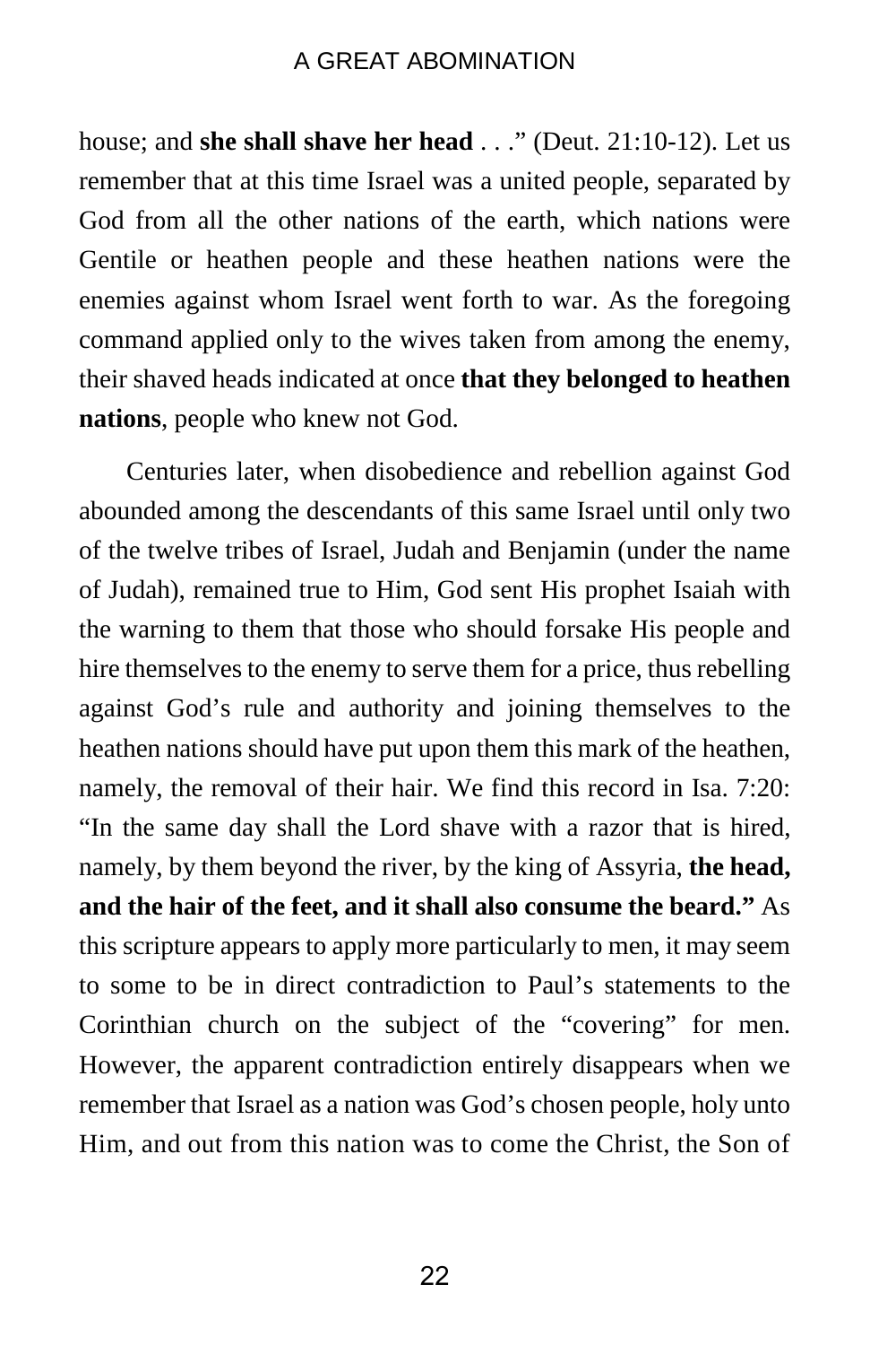house; and **she shall shave her head** . . ." (Deut. 21:10-12). Let us remember that at this time Israel was a united people, separated by God from all the other nations of the earth, which nations were Gentile or heathen people and these heathen nations were the enemies against whom Israel went forth to war. As the foregoing command applied only to the wives taken from among the enemy, their shaved heads indicated at once **that they belonged to heathen nations**, people who knew not God.

Centuries later, when disobedience and rebellion against God abounded among the descendants of this same Israel until only two of the twelve tribes of Israel, Judah and Benjamin (under the name of Judah), remained true to Him, God sent His prophet Isaiah with the warning to them that those who should forsake His people and hire themselves to the enemy to serve them for a price, thus rebelling against God's rule and authority and joining themselves to the heathen nations should have put upon them this mark of the heathen, namely, the removal of their hair. We find this record in Isa. 7:20: "In the same day shall the Lord shave with a razor that is hired, namely, by them beyond the river, by the king of Assyria, **the head, and the hair of the feet, and it shall also consume the beard."** As this scripture appears to apply more particularly to men, it may seem to some to be in direct contradiction to Paul's statements to the Corinthian church on the subject of the "covering" for men. However, the apparent contradiction entirely disappears when we remember that Israel as a nation was God's chosen people, holy unto Him, and out from this nation was to come the Christ, the Son of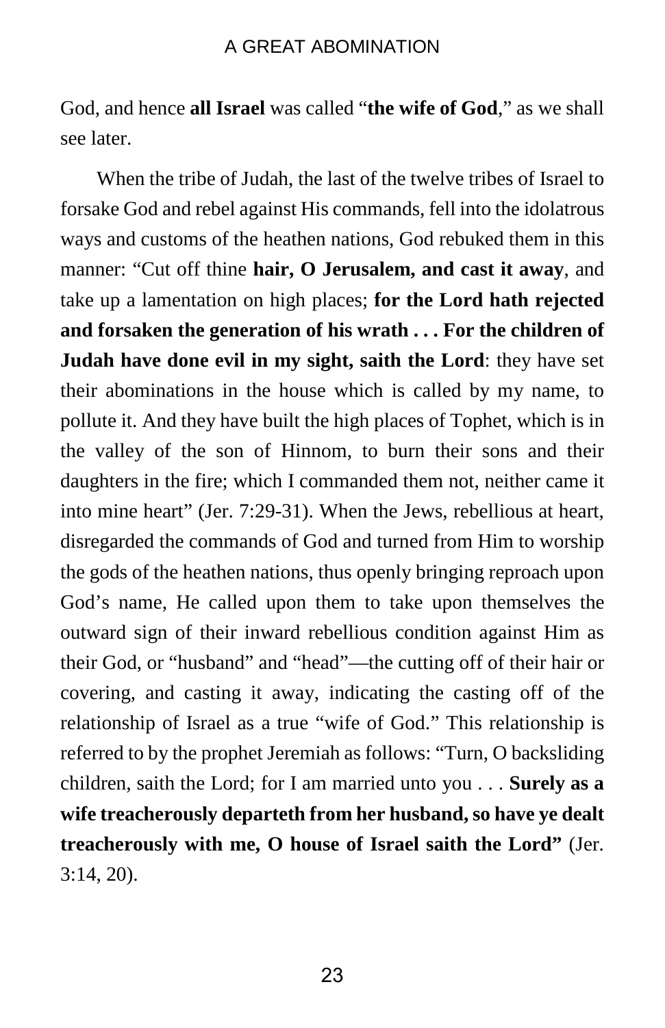God, and hence **all Israel** was called "**the wife of God**," as we shall see later.

When the tribe of Judah, the last of the twelve tribes of Israel to forsake God and rebel against His commands, fell into the idolatrous ways and customs of the heathen nations, God rebuked them in this manner: "Cut off thine **hair, O Jerusalem, and cast it away**, and take up a lamentation on high places; **for the Lord hath rejected and forsaken the generation of his wrath . . . For the children of Judah have done evil in my sight, saith the Lord**: they have set their abominations in the house which is called by my name, to pollute it. And they have built the high places of Tophet, which is in the valley of the son of Hinnom, to burn their sons and their daughters in the fire; which I commanded them not, neither came it into mine heart" (Jer. 7:29-31). When the Jews, rebellious at heart, disregarded the commands of God and turned from Him to worship the gods of the heathen nations, thus openly bringing reproach upon God's name, He called upon them to take upon themselves the outward sign of their inward rebellious condition against Him as their God, or "husband" and "head"—the cutting off of their hair or covering, and casting it away, indicating the casting off of the relationship of Israel as a true "wife of God." This relationship is referred to by the prophet Jeremiah as follows: "Turn, O backsliding children, saith the Lord; for I am married unto you . . . **Surely as a wife treacherously departeth from her husband, so have ye dealt treacherously with me, O house of Israel saith the Lord"** (Jer. 3:14, 20).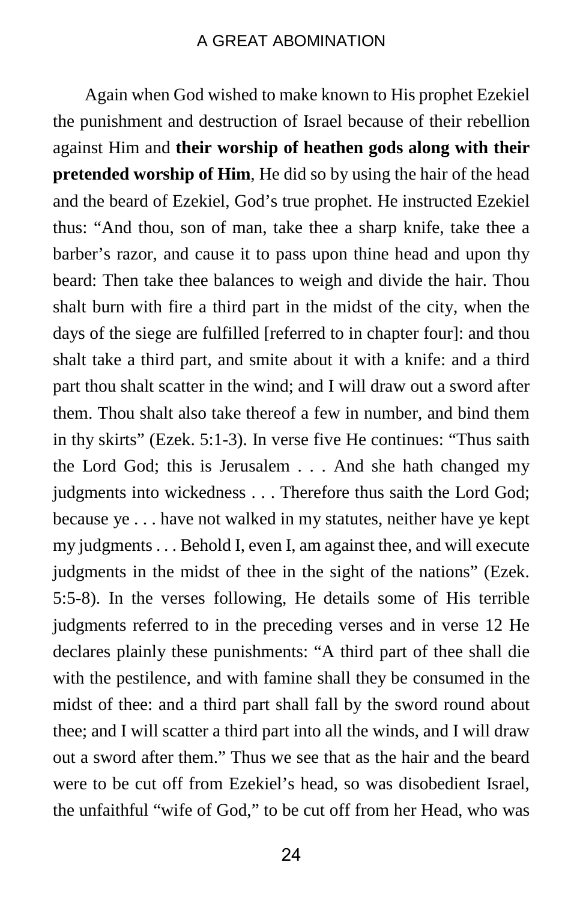Again when God wished to make known to His prophet Ezekiel the punishment and destruction of Israel because of their rebellion against Him and **their worship of heathen gods along with their pretended worship of Him**, He did so by using the hair of the head and the beard of Ezekiel, God's true prophet. He instructed Ezekiel thus: "And thou, son of man, take thee a sharp knife, take thee a barber's razor, and cause it to pass upon thine head and upon thy beard: Then take thee balances to weigh and divide the hair. Thou shalt burn with fire a third part in the midst of the city, when the days of the siege are fulfilled [referred to in chapter four]: and thou shalt take a third part, and smite about it with a knife: and a third part thou shalt scatter in the wind; and I will draw out a sword after them. Thou shalt also take thereof a few in number, and bind them in thy skirts" (Ezek. 5:1-3). In verse five He continues: "Thus saith the Lord God; this is Jerusalem . . . And she hath changed my judgments into wickedness . . . Therefore thus saith the Lord God; because ye . . . have not walked in my statutes, neither have ye kept my judgments . . . Behold I, even I, am against thee, and will execute judgments in the midst of thee in the sight of the nations" (Ezek. 5:5-8). In the verses following, He details some of His terrible judgments referred to in the preceding verses and in verse 12 He declares plainly these punishments: "A third part of thee shall die with the pestilence, and with famine shall they be consumed in the midst of thee: and a third part shall fall by the sword round about thee; and I will scatter a third part into all the winds, and I will draw out a sword after them." Thus we see that as the hair and the beard were to be cut off from Ezekiel's head, so was disobedient Israel, the unfaithful "wife of God," to be cut off from her Head, who was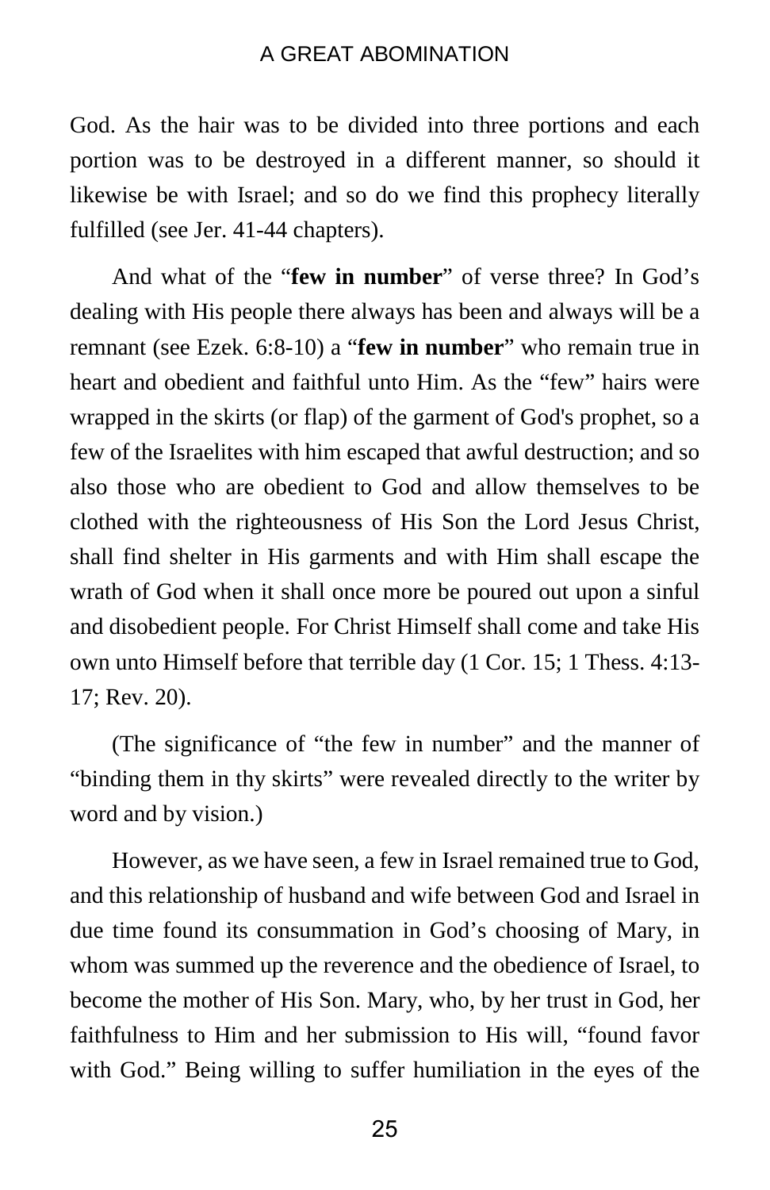God. As the hair was to be divided into three portions and each portion was to be destroyed in a different manner, so should it likewise be with Israel; and so do we find this prophecy literally fulfilled (see Jer. 41-44 chapters).

And what of the "**few in number**" of verse three? In God's dealing with His people there always has been and always will be a remnant (see Ezek. 6:8-10) a "**few in number**" who remain true in heart and obedient and faithful unto Him. As the "few" hairs were wrapped in the skirts (or flap) of the garment of God's prophet, so a few of the Israelites with him escaped that awful destruction; and so also those who are obedient to God and allow themselves to be clothed with the righteousness of His Son the Lord Jesus Christ, shall find shelter in His garments and with Him shall escape the wrath of God when it shall once more be poured out upon a sinful and disobedient people. For Christ Himself shall come and take His own unto Himself before that terrible day (1 Cor. 15; 1 Thess. 4:13-17; Rev. 20).

(The significance of "the few in number" and the manner of "binding them in thy skirts" were revealed directly to the writer by word and by vision.)

However, as we have seen, a few in Israel remained true to God, and this relationship of husband and wife between God and Israel in due time found its consummation in God's choosing of Mary, in whom was summed up the reverence and the obedience of Israel, to become the mother of His Son. Mary, who, by her trust in God, her faithfulness to Him and her submission to His will, "found favor with God." Being willing to suffer humiliation in the eyes of the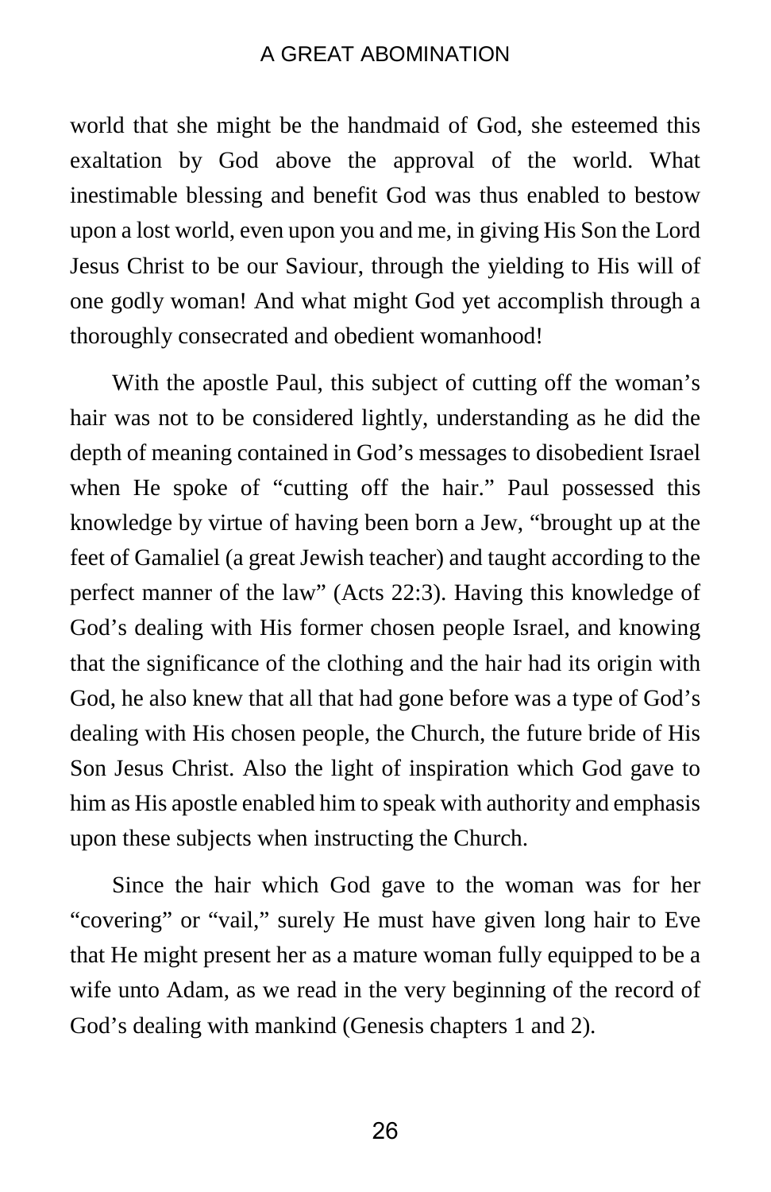world that she might be the handmaid of God, she esteemed this exaltation by God above the approval of the world. What inestimable blessing and benefit God was thus enabled to bestow upon a lost world, even upon you and me, in giving His Son the Lord Jesus Christ to be our Saviour, through the yielding to His will of one godly woman! And what might God yet accomplish through a thoroughly consecrated and obedient womanhood!

With the apostle Paul, this subject of cutting off the woman's hair was not to be considered lightly, understanding as he did the depth of meaning contained in God's messages to disobedient Israel when He spoke of "cutting off the hair." Paul possessed this knowledge by virtue of having been born a Jew, "brought up at the feet of Gamaliel (a great Jewish teacher) and taught according to the perfect manner of the law" (Acts 22:3). Having this knowledge of God's dealing with His former chosen people Israel, and knowing that the significance of the clothing and the hair had its origin with God, he also knew that all that had gone before was a type of God's dealing with His chosen people, the Church, the future bride of His Son Jesus Christ. Also the light of inspiration which God gave to him as His apostle enabled him to speak with authority and emphasis upon these subjects when instructing the Church.

Since the hair which God gave to the woman was for her "covering" or "vail," surely He must have given long hair to Eve that He might present her as a mature woman fully equipped to be a wife unto Adam, as we read in the very beginning of the record of God's dealing with mankind (Genesis chapters 1 and 2).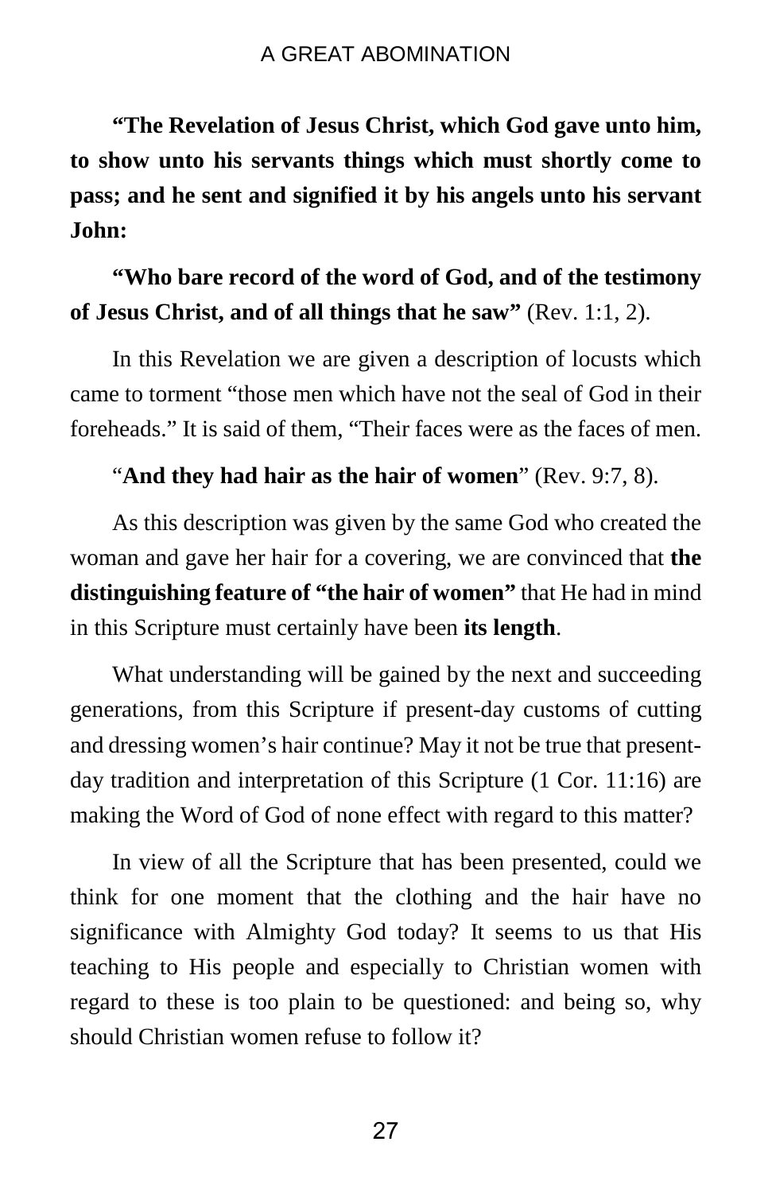**"The Revelation of Jesus Christ, which God gave unto him, to show unto his servants things which must shortly come to pass; and he sent and signified it by his angels unto his servant John:**

**"Who bare record of the word of God, and of the testimony of Jesus Christ, and of all things that he saw"** (Rev. 1:1, 2).

In this Revelation we are given a description of locusts which came to torment "those men which have not the seal of God in their foreheads." It is said of them, "Their faces were as the faces of men.

"**And they had hair as the hair of women**" (Rev. 9:7, 8).

As this description was given by the same God who created the woman and gave her hair for a covering, we are convinced that **the distinguishing feature of "the hair of women"** that He had in mind in this Scripture must certainly have been **its length**.

What understanding will be gained by the next and succeeding generations, from this Scripture if present-day customs of cutting and dressing women's hair continue? May it not be true that present-day tradition and interpretation of this Scripture (1 Cor. 11:16) are making the Word of God of none effect with regard to this matter?

In view of all the Scripture that has been presented, could we think for one moment that the clothing and the hair have no significance with Almighty God today? It seems to us that His teaching to His people and especially to Christian women with regard to these is too plain to be questioned: and being so, why should Christian women refuse to follow it?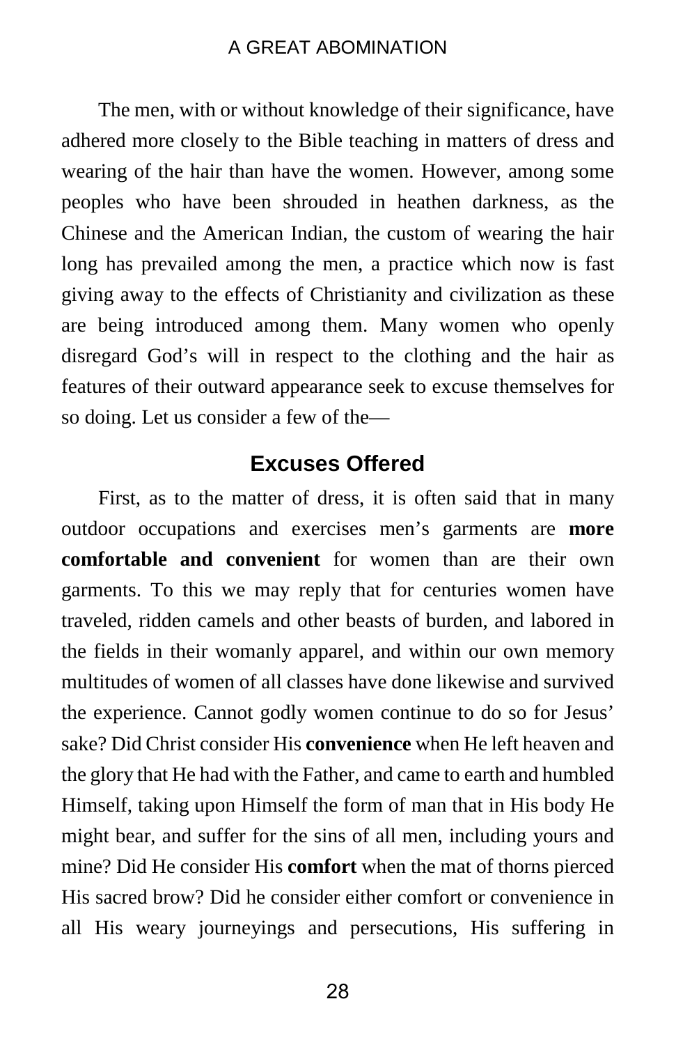The men, with or without knowledge of their significance, have adhered more closely to the Bible teaching in matters of dress and wearing of the hair than have the women. However, among some peoples who have been shrouded in heathen darkness, as the Chinese and the American Indian, the custom of wearing the hair long has prevailed among the men, a practice which now is fast giving away to the effects of Christianity and civilization as these are being introduced among them. Many women who openly disregard God's will in respect to the clothing and the hair as features of their outward appearance seek to excuse themselves for so doing. Let us consider a few of the—

## Excuses Offered

First, as to the matter of dress, it is often said that in many outdoor occupations and exercises men's garments are **more comfortable and convenient** for women than are their own garments. To this we may reply that for centuries women have traveled, ridden camels and other beasts of burden, and labored in the fields in their womanly apparel, and within our own memory multitudes of women of all classes have done likewise and survived the experience. Cannot godly women continue to do so for Jesus' sake? Did Christ consider His **convenience** when He left heaven and the glory that He had with the Father, and came to earth and humbled Himself, taking upon Himself the form of man that in His body He might bear, and suffer for the sins of all men, including yours and mine? Did He consider His **comfort** when the mat of thorns pierced His sacred brow? Did he consider either comfort or convenience in all His weary journeyings and persecutions, His suffering in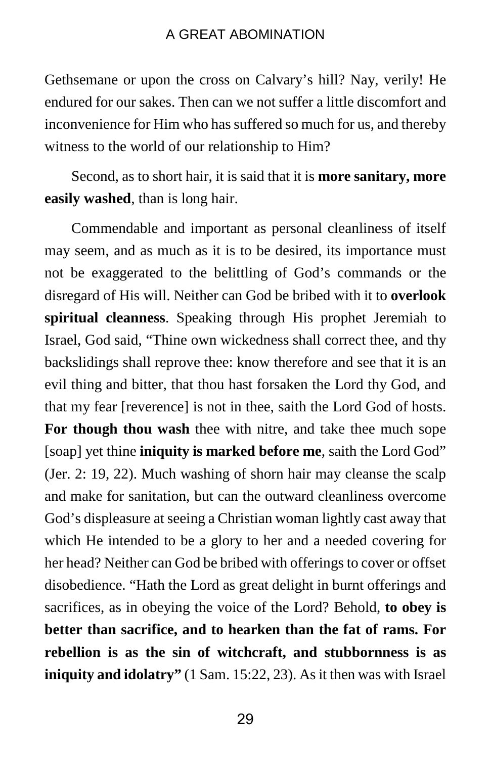Gethsemane or upon the cross on Calvary's hill? Nay, verily! He endured for our sakes. Then can we not suffer a little discomfort and inconvenience for Him who has suffered so much for us, and thereby witness to the world of our relationship to Him?

Second, as to short hair, it is said that it is **more sanitary, more easily washed**, than is long hair.

Commendable and important as personal cleanliness of itself may seem, and as much as it is to be desired, its importance must not be exaggerated to the belittling of God's commands or the disregard of His will. Neither can God be bribed with it to **overlook spiritual cleanness**. Speaking through His prophet Jeremiah to Israel, God said, "Thine own wickedness shall correct thee, and thy backslidings shall reprove thee: know therefore and see that it is an evil thing and bitter, that thou hast forsaken the Lord thy God, and that my fear [reverence] is not in thee, saith the Lord God of hosts. **For though thou wash** thee with nitre, and take thee much sope [soap] yet thine **iniquity is marked before me**, saith the Lord God" (Jer. 2: 19, 22). Much washing of shorn hair may cleanse the scalp and make for sanitation, but can the outward cleanliness overcome God's displeasure at seeing a Christian woman lightly cast away that which He intended to be a glory to her and a needed covering for her head? Neither can God be bribed with offerings to cover or offset disobedience. "Hath the Lord as great delight in burnt offerings and sacrifices, as in obeying the voice of the Lord? Behold, **to obey is better than sacrifice, and to hearken than the fat of rams. For rebellion is as the sin of witchcraft, and stubbornness is as iniquity and idolatry"** (1 Sam. 15:22, 23). As it then was with Israel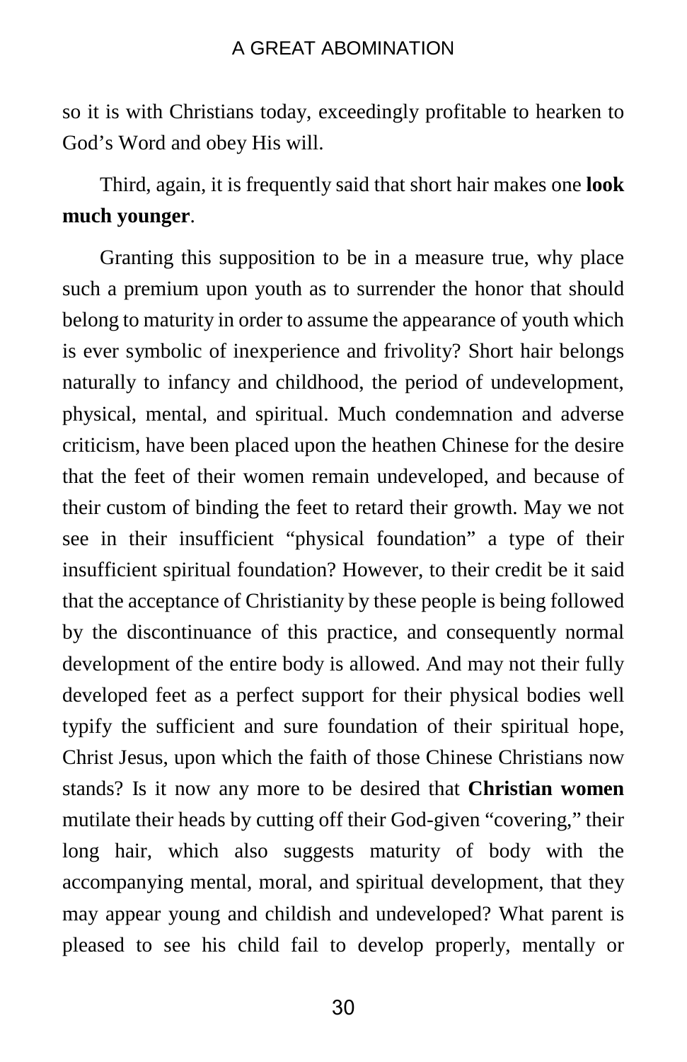so it is with Christians today, exceedingly profitable to hearken to God's Word and obey His will.

Third, again, it is frequently said that short hair makes one **look much younger**.

Granting this supposition to be in a measure true, why place such a premium upon youth as to surrender the honor that should belong to maturity in order to assume the appearance of youth which is ever symbolic of inexperience and frivolity? Short hair belongs naturally to infancy and childhood, the period of undevelopment, physical, mental, and spiritual. Much condemnation and adverse criticism, have been placed upon the heathen Chinese for the desire that the feet of their women remain undeveloped, and because of their custom of binding the feet to retard their growth. May we not see in their insufficient "physical foundation" a type of their insufficient spiritual foundation? However, to their credit be it said that the acceptance of Christianity by these people is being followed by the discontinuance of this practice, and consequently normal development of the entire body is allowed. And may not their fully developed feet as a perfect support for their physical bodies well typify the sufficient and sure foundation of their spiritual hope, Christ Jesus, upon which the faith of those Chinese Christians now stands? Is it now any more to be desired that **Christian women** mutilate their heads by cutting off their God-given "covering," their long hair, which also suggests maturity of body with the accompanying mental, moral, and spiritual development, that they may appear young and childish and undeveloped? What parent is pleased to see his child fail to develop properly, mentally or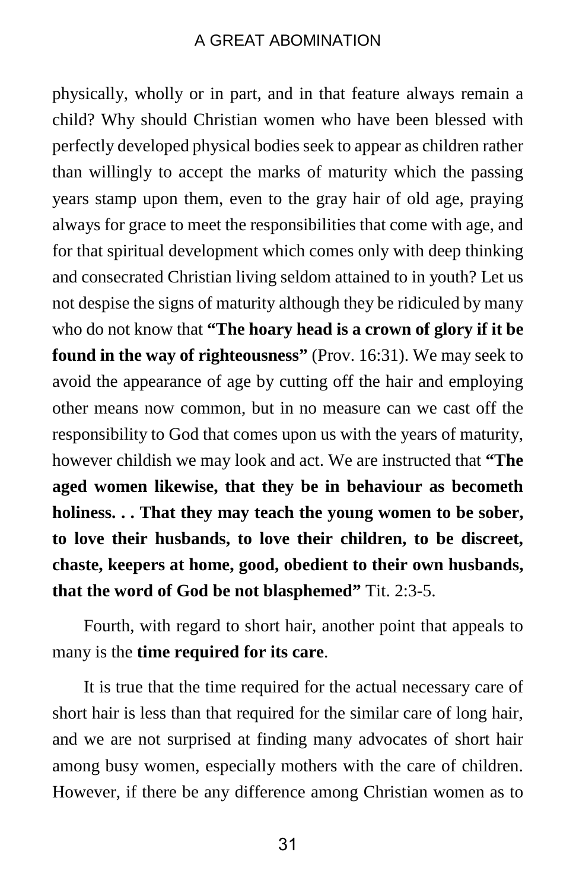physically, wholly or in part, and in that feature always remain a child? Why should Christian women who have been blessed with perfectly developed physical bodies seek to appear as children rather than willingly to accept the marks of maturity which the passing years stamp upon them, even to the gray hair of old age, praying always for grace to meet the responsibilities that come with age, and for that spiritual development which comes only with deep thinking and consecrated Christian living seldom attained to in youth? Let us not despise the signs of maturity although they be ridiculed by many who do not know that **"The hoary head is a crown of glory if it be found in the way of righteousness"** (Prov. 16:31). We may seek to avoid the appearance of age by cutting off the hair and employing other means now common, but in no measure can we cast off the responsibility to God that comes upon us with the years of maturity, however childish we may look and act. We are instructed that **"The aged women likewise, that they be in behaviour as becometh holiness. . . That they may teach the young women to be sober, to love their husbands, to love their children, to be discreet, chaste, keepers at home, good, obedient to their own husbands, that the word of God be not blasphemed"** Tit. 2:3-5.

Fourth, with regard to short hair, another point that appeals to many is the **time required for its care**.

It is true that the time required for the actual necessary care of short hair is less than that required for the similar care of long hair, and we are not surprised at finding many advocates of short hair among busy women, especially mothers with the care of children. However, if there be any difference among Christian women as to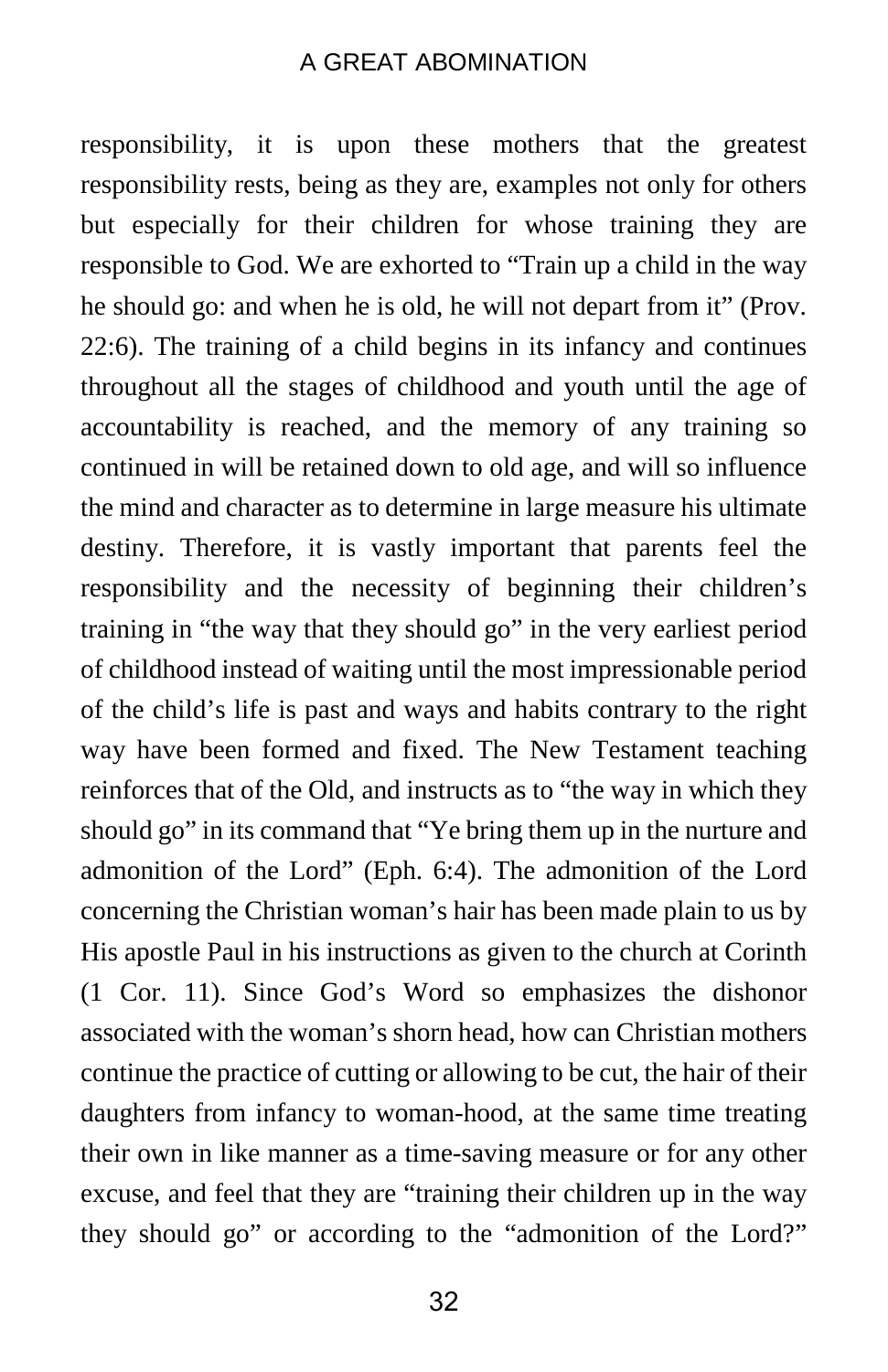responsibility, it is upon these mothers that the greatest responsibility rests, being as they are, examples not only for others but especially for their children for whose training they are responsible to God. We are exhorted to "Train up a child in the way he should go: and when he is old, he will not depart from it" (Prov. 22:6). The training of a child begins in its infancy and continues throughout all the stages of childhood and youth until the age of accountability is reached, and the memory of any training so continued in will be retained down to old age, and will so influence the mind and character as to determine in large measure his ultimate destiny. Therefore, it is vastly important that parents feel the responsibility and the necessity of beginning their children's training in "the way that they should go" in the very earliest period of childhood instead of waiting until the most impressionable period of the child's life is past and ways and habits contrary to the right way have been formed and fixed. The New Testament teaching reinforces that of the Old, and instructs as to "the way in which they should go" in its command that "Ye bring them up in the nurture and admonition of the Lord" (Eph. 6:4). The admonition of the Lord concerning the Christian woman's hair has been made plain to us by His apostle Paul in his instructions as given to the church at Corinth (1 Cor. 11). Since God's Word so emphasizes the dishonor associated with the woman's shorn head, how can Christian mothers continue the practice of cutting or allowing to be cut, the hair of their daughters from infancy to woman-hood, at the same time treating their own in like manner as a time-saving measure or for any other excuse, and feel that they are "training their children up in the way they should go" or according to the "admonition of the Lord?"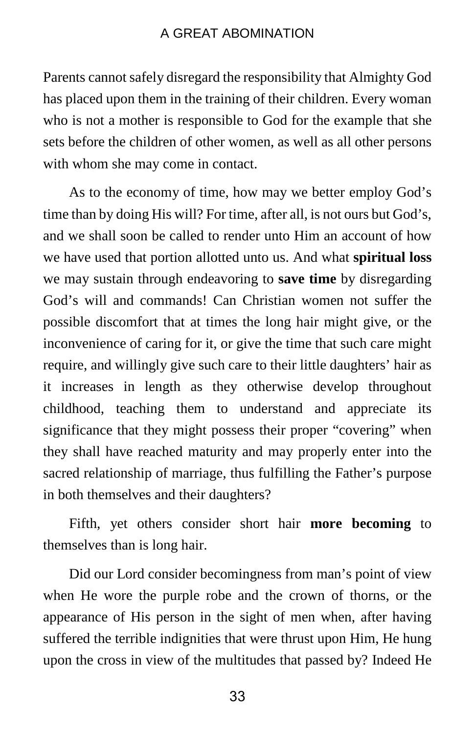Parents cannot safely disregard the responsibility that Almighty God has placed upon them in the training of their children. Every woman who is not a mother is responsible to God for the example that she sets before the children of other women, as well as all other persons with whom she may come in contact.

As to the economy of time, how may we better employ God's time than by doing His will? For time, after all, is not ours but God's, and we shall soon be called to render unto Him an account of how we have used that portion allotted unto us. And what **spiritual loss** we may sustain through endeavoring to **save time** by disregarding God's will and commands! Can Christian women not suffer the possible discomfort that at times the long hair might give, or the inconvenience of caring for it, or give the time that such care might require, and willingly give such care to their little daughters' hair as it increases in length as they otherwise develop throughout childhood, teaching them to understand and appreciate its significance that they might possess their proper "covering" when they shall have reached maturity and may properly enter into the sacred relationship of marriage, thus fulfilling the Father's purpose in both themselves and their daughters?

Fifth, yet others consider short hair **more becoming** to themselves than is long hair.

Did our Lord consider becomingness from man's point of view when He wore the purple robe and the crown of thorns, or the appearance of His person in the sight of men when, after having suffered the terrible indignities that were thrust upon Him, He hung upon the cross in view of the multitudes that passed by? Indeed He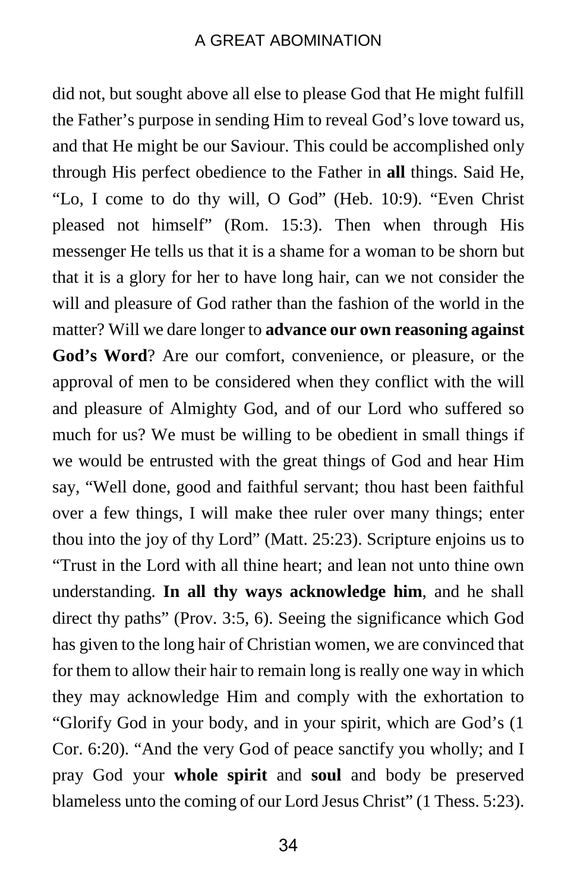did not, but sought above all else to please God that He might fulfill the Father's purpose in sending Him to reveal God's love toward us, and that He might be our Saviour. This could be accomplished only through His perfect obedience to the Father in **all** things. Said He, "Lo, I come to do thy will, O God" (Heb. 10:9). "Even Christ pleased not himself" (Rom. 15:3). Then when through His messenger He tells us that it is a shame for a woman to be shorn but that it is a glory for her to have long hair, can we not consider the will and pleasure of God rather than the fashion of the world in the matter? Will we dare longer to **advance our own reasoning against God's Word**? Are our comfort, convenience, or pleasure, or the approval of men to be considered when they conflict with the will and pleasure of Almighty God, and of our Lord who suffered so much for us? We must be willing to be obedient in small things if we would be entrusted with the great things of God and hear Him say, "Well done, good and faithful servant; thou hast been faithful over a few things, I will make thee ruler over many things; enter thou into the joy of thy Lord" (Matt. 25:23). Scripture enjoins us to "Trust in the Lord with all thine heart; and lean not unto thine own understanding. **In all thy ways acknowledge him**, and he shall direct thy paths" (Prov. 3:5, 6). Seeing the significance which God has given to the long hair of Christian women, we are convinced that for them to allow their hair to remain long is really one way in which they may acknowledge Him and comply with the exhortation to "Glorify God in your body, and in your spirit, which are God's (1 Cor. 6:20). "And the very God of peace sanctify you wholly; and I pray God your **whole spirit** and **soul** and body be preserved blameless unto the coming of our Lord Jesus Christ" (1 Thess. 5:23).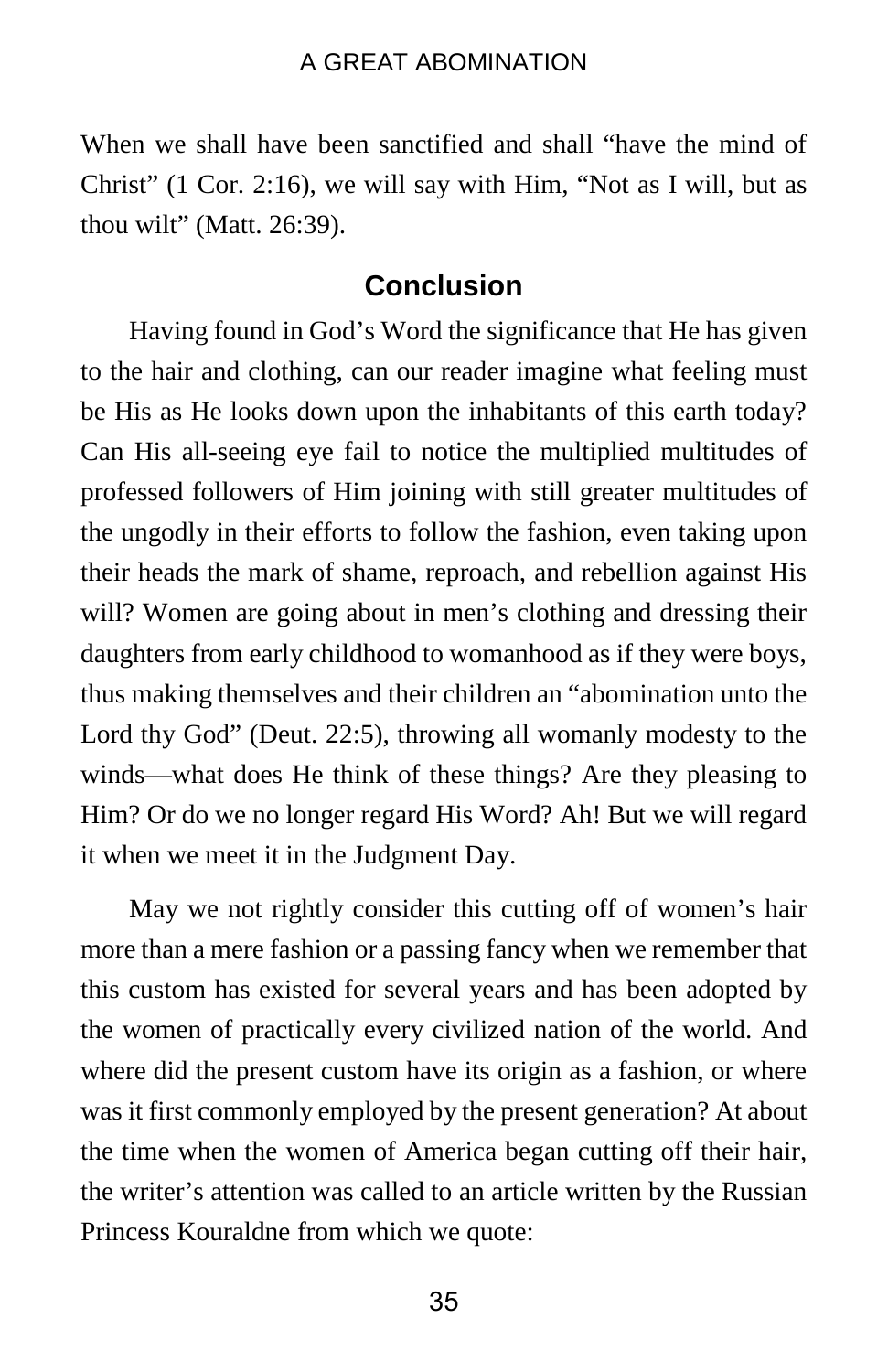When we shall have been sanctified and shall "have the mind of Christ" (1 Cor. 2:16), we will say with Him, "Not as I will, but as thou wilt" (Matt. 26:39).

## Conclusion

Having found in God's Word the significance that He has given to the hair and clothing, can our reader imagine what feeling must be His as He looks down upon the inhabitants of this earth today? Can His all-seeing eye fail to notice the multiplied multitudes of professed followers of Him joining with still greater multitudes of the ungodly in their efforts to follow the fashion, even taking upon their heads the mark of shame, reproach, and rebellion against His will? Women are going about in men's clothing and dressing their daughters from early childhood to womanhood as if they were boys, thus making themselves and their children an "abomination unto the Lord thy God" (Deut. 22:5), throwing all womanly modesty to the winds—what does He think of these things? Are they pleasing to Him? Or do we no longer regard His Word? Ah! But we will regard it when we meet it in the Judgment Day.

May we not rightly consider this cutting off of women's hair more than a mere fashion or a passing fancy when we remember that this custom has existed for several years and has been adopted by the women of practically every civilized nation of the world. And where did the present custom have its origin as a fashion, or where was it first commonly employed by the present generation? At about the time when the women of America began cutting off their hair, the writer's attention was called to an article written by the Russian Princess Kouraldne from which we quote: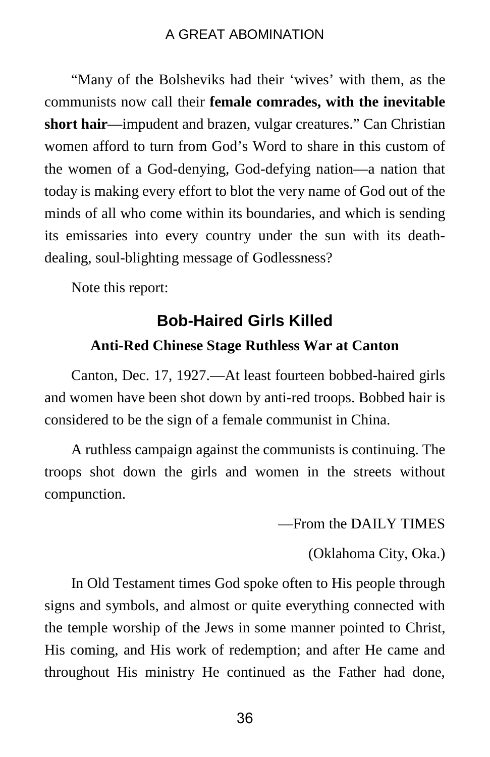"Many of the Bolsheviks had their 'wives' with them, as the communists now call their **female comrades, with the inevitable short hair**—impudent and brazen, vulgar creatures." Can Christian women afford to turn from God's Word to share in this custom of the women of a God-denying, God-defying nation—a nation that today is making every effort to blot the very name of God out of the minds of all who come within its boundaries, and which is sending its emissaries into every country under the sun with its death-dealing, soul-blighting message of Godlessness?

Note this report:

## Bob-Haired Girls Killed

### Anti-Red Chinese Stage Ruthless War at Canton

Canton, Dec. 17, 1927.—At least fourteen bobbed-haired girls and women have been shot down by anti-red troops. Bobbed hair is considered to be the sign of a female communist in China.

A ruthless campaign against the communists is continuing. The troops shot down the girls and women in the streets without compunction.

—From the DAILY TIMES

(Oklahoma City, Oka.)

In Old Testament times God spoke often to His people through signs and symbols, and almost or quite everything connected with the temple worship of the Jews in some manner pointed to Christ, His coming, and His work of redemption; and after He came and throughout His ministry He continued as the Father had done,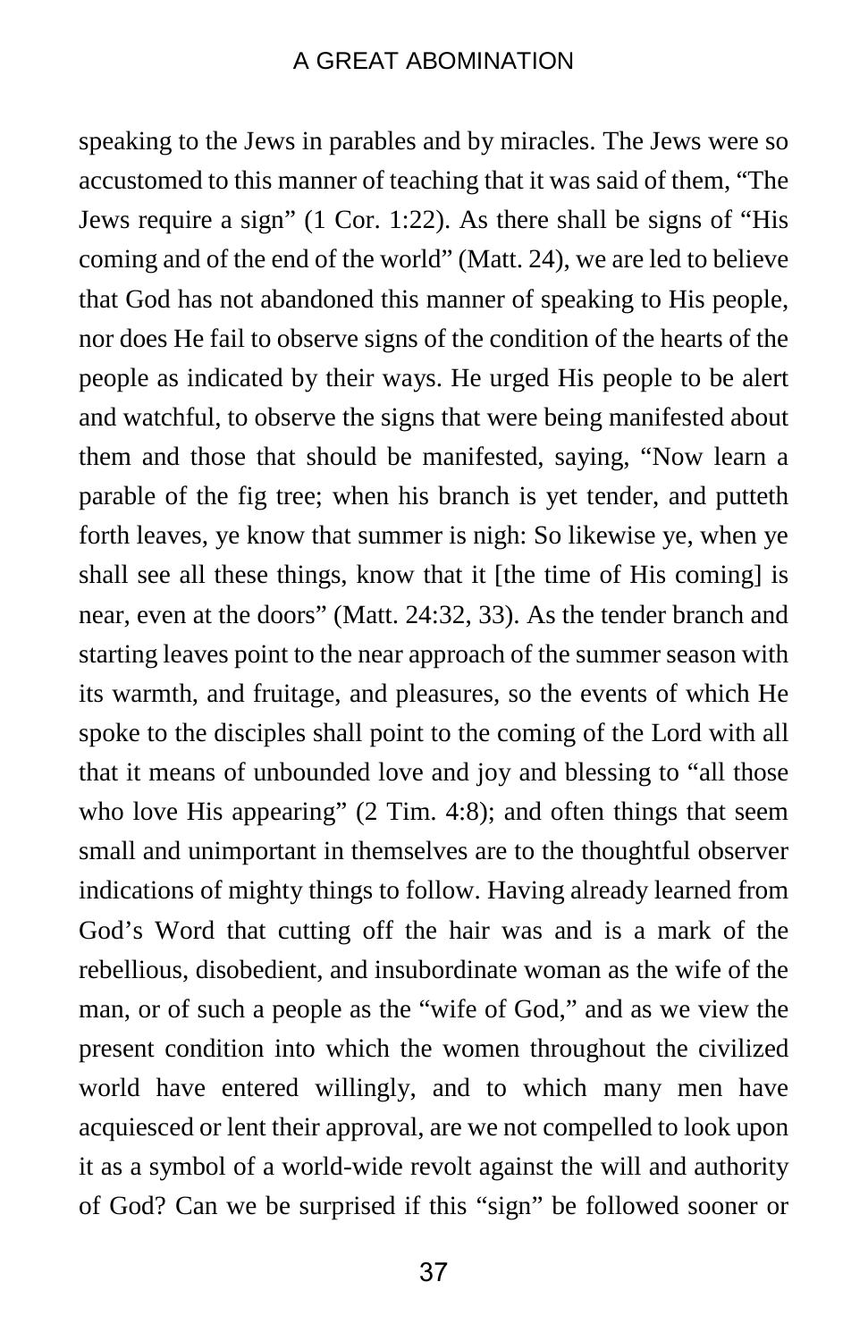speaking to the Jews in parables and by miracles. The Jews were so accustomed to this manner of teaching that it was said of them, "The Jews require a sign" (1 Cor. 1:22). As there shall be signs of "His coming and of the end of the world" (Matt. 24), we are led to believe that God has not abandoned this manner of speaking to His people, nor does He fail to observe signs of the condition of the hearts of the people as indicated by their ways. He urged His people to be alert and watchful, to observe the signs that were being manifested about them and those that should be manifested, saying, "Now learn a parable of the fig tree; when his branch is yet tender, and putteth forth leaves, ye know that summer is nigh: So likewise ye, when ye shall see all these things, know that it [the time of His coming] is near, even at the doors" (Matt. 24:32, 33). As the tender branch and starting leaves point to the near approach of the summer season with its warmth, and fruitage, and pleasures, so the events of which He spoke to the disciples shall point to the coming of the Lord with all that it means of unbounded love and joy and blessing to "all those who love His appearing" (2 Tim. 4:8); and often things that seem small and unimportant in themselves are to the thoughtful observer indications of mighty things to follow. Having already learned from God's Word that cutting off the hair was and is a mark of the rebellious, disobedient, and insubordinate woman as the wife of the man, or of such a people as the "wife of God," and as we view the present condition into which the women throughout the civilized world have entered willingly, and to which many men have acquiesced or lent their approval, are we not compelled to look upon it as a symbol of a world-wide revolt against the will and authority of God? Can we be surprised if this "sign" be followed sooner or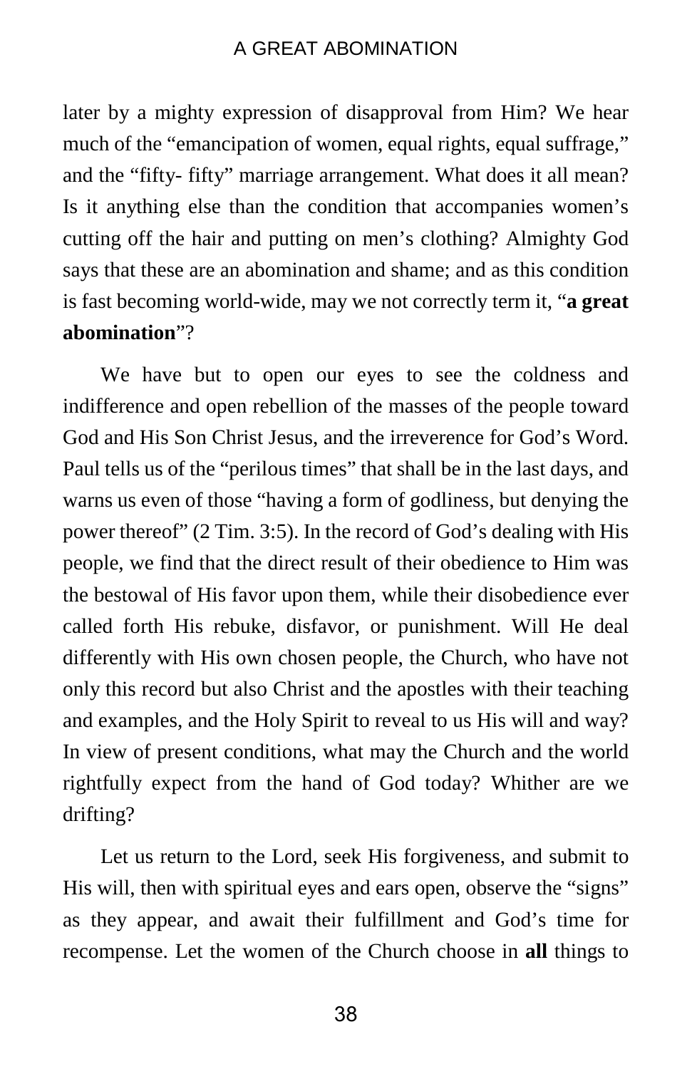later by a mighty expression of disapproval from Him? We hear much of the "emancipation of women, equal rights, equal suffrage," and the "fifty- fifty" marriage arrangement. What does it all mean? Is it anything else than the condition that accompanies women's cutting off the hair and putting on men's clothing? Almighty God says that these are an abomination and shame; and as this condition is fast becoming world-wide, may we not correctly term it, "**a great abomination**"?

We have but to open our eyes to see the coldness and indifference and open rebellion of the masses of the people toward God and His Son Christ Jesus, and the irreverence for God's Word. Paul tells us of the "perilous times" that shall be in the last days, and warns us even of those "having a form of godliness, but denying the power thereof" (2 Tim. 3:5). In the record of God's dealing with His people, we find that the direct result of their obedience to Him was the bestowal of His favor upon them, while their disobedience ever called forth His rebuke, disfavor, or punishment. Will He deal differently with His own chosen people, the Church, who have not only this record but also Christ and the apostles with their teaching and examples, and the Holy Spirit to reveal to us His will and way? In view of present conditions, what may the Church and the world rightfully expect from the hand of God today? Whither are we drifting?

Let us return to the Lord, seek His forgiveness, and submit to His will, then with spiritual eyes and ears open, observe the "signs" as they appear, and await their fulfillment and God's time for recompense. Let the women of the Church choose in **all** things to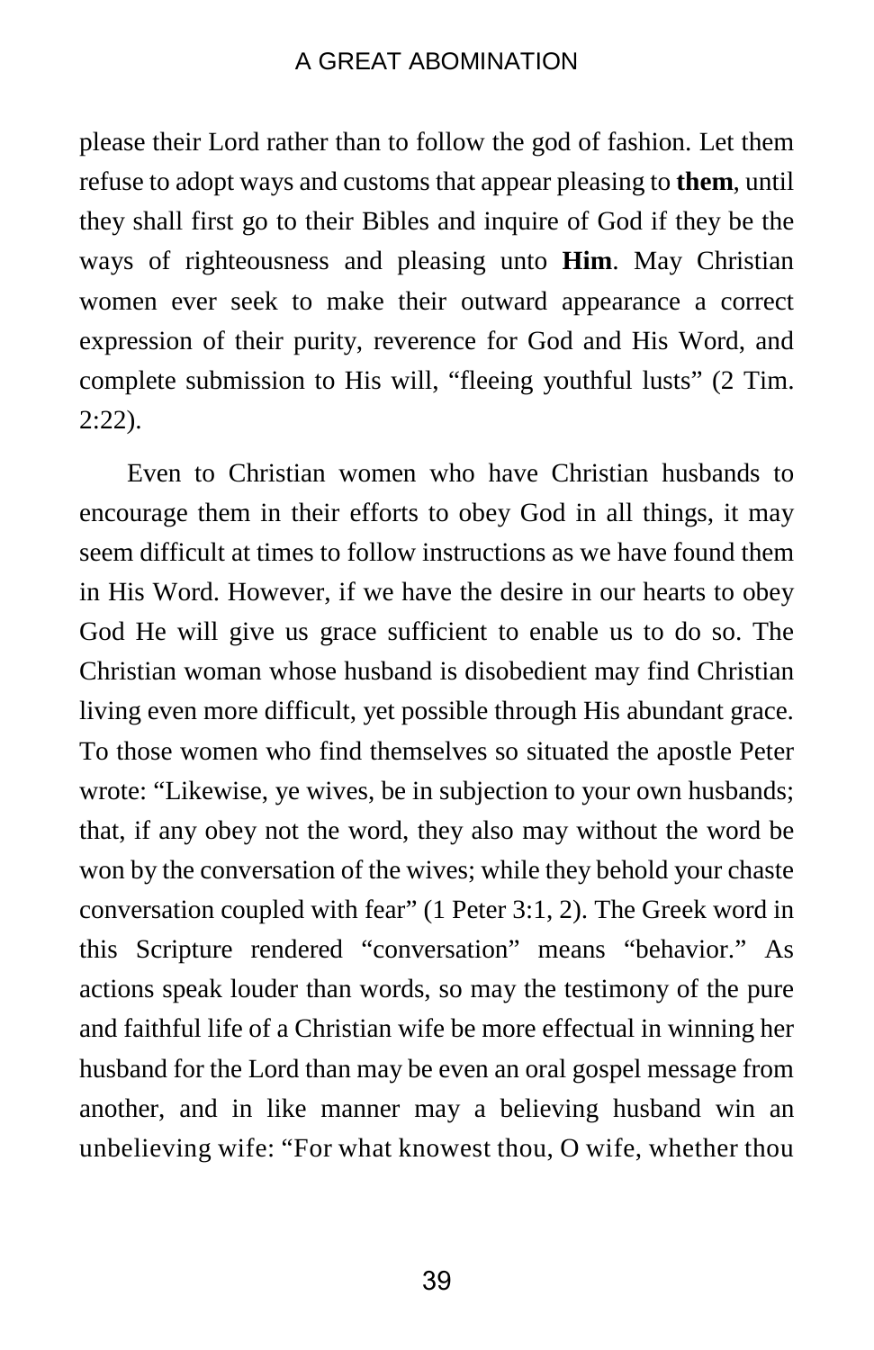please their Lord rather than to follow the god of fashion. Let them refuse to adopt ways and customs that appear pleasing to **them**, until they shall first go to their Bibles and inquire of God if they be the ways of righteousness and pleasing unto **Him**. May Christian women ever seek to make their outward appearance a correct expression of their purity, reverence for God and His Word, and complete submission to His will, "fleeing youthful lusts" (2 Tim. 2:22).

Even to Christian women who have Christian husbands to encourage them in their efforts to obey God in all things, it may seem difficult at times to follow instructions as we have found them in His Word. However, if we have the desire in our hearts to obey God He will give us grace sufficient to enable us to do so. The Christian woman whose husband is disobedient may find Christian living even more difficult, yet possible through His abundant grace. To those women who find themselves so situated the apostle Peter wrote: "Likewise, ye wives, be in subjection to your own husbands; that, if any obey not the word, they also may without the word be won by the conversation of the wives; while they behold your chaste conversation coupled with fear" (1 Peter 3:1, 2). The Greek word in this Scripture rendered "conversation" means "behavior." As actions speak louder than words, so may the testimony of the pure and faithful life of a Christian wife be more effectual in winning her husband for the Lord than may be even an oral gospel message from another, and in like manner may a believing husband win an unbelieving wife: "For what knowest thou, O wife, whether thou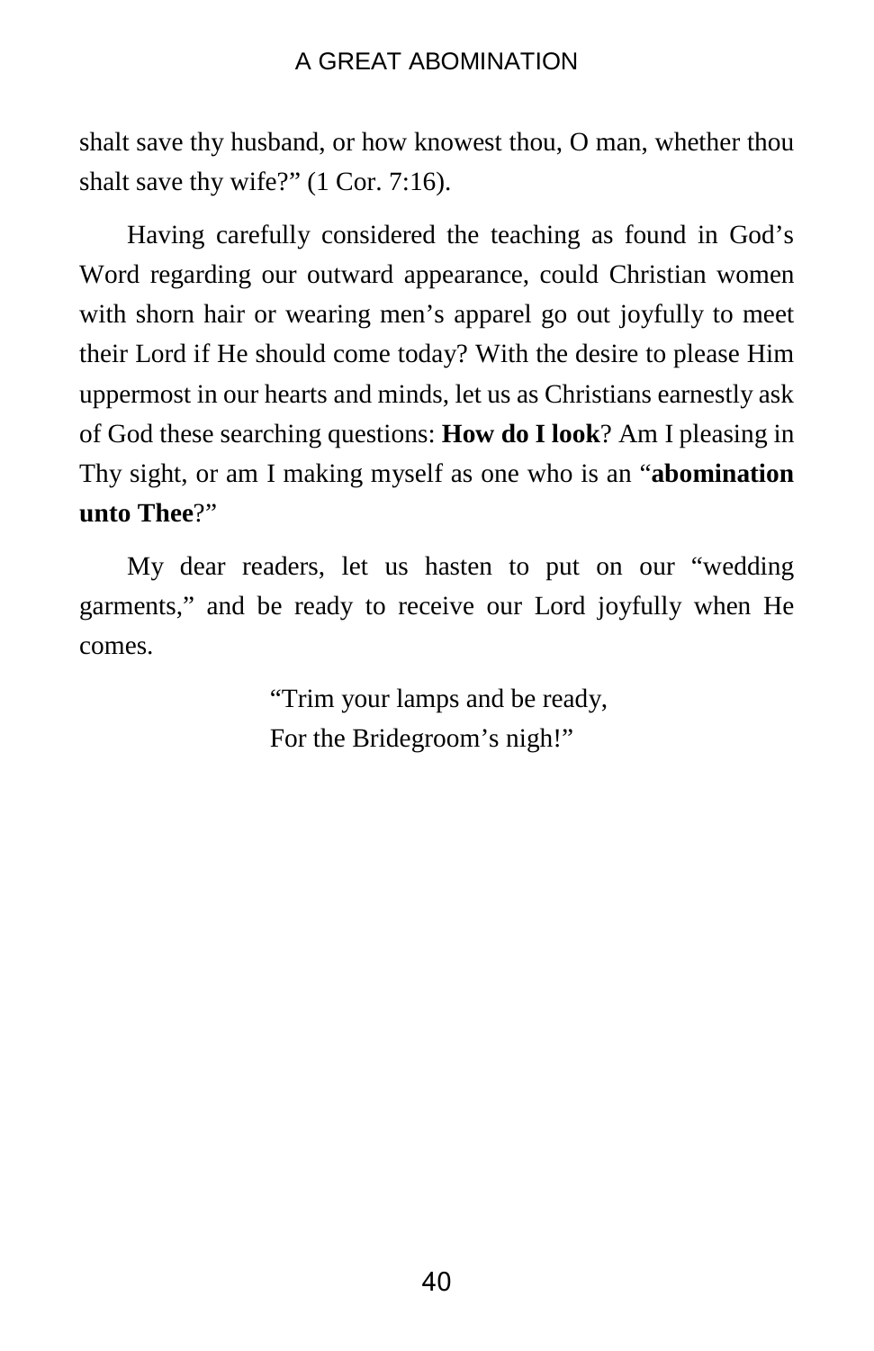shalt save thy husband, or how knowest thou, O man, whether thou shalt save thy wife?" (1 Cor. 7:16).

Having carefully considered the teaching as found in God's Word regarding our outward appearance, could Christian women with shorn hair or wearing men's apparel go out joyfully to meet their Lord if He should come today? With the desire to please Him uppermost in our hearts and minds, let us as Christians earnestly ask of God these searching questions: **How do I look**? Am I pleasing in Thy sight, or am I making myself as one who is an "**abomination unto Thee**?"

My dear readers, let us hasten to put on our "wedding garments," and be ready to receive our Lord joyfully when He comes.

> "Trim your lamps and be ready,
> For the Bridegroom's nigh!"